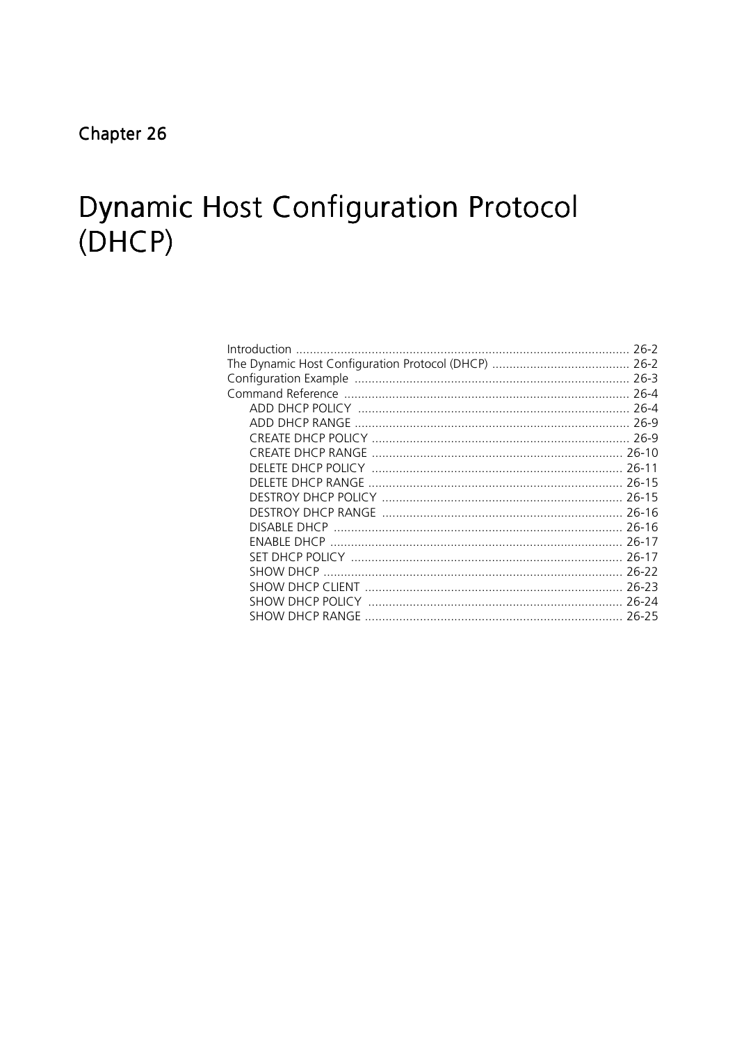Chapter 26

# Dynamic Host Configuration Protocol (DHCP)

Introduction ................................................................................................ 26-2
The Dynamic Host Configuration Protocol (DHCP) ........................................ 26-2
Configuration Example ............................................................................... 26-3
Command Reference .................................................................................. 26-4
- ADD DHCP POLICY .............................................................................. 26-4
- ADD DHCP RANGE ............................................................................... 26-9
- CREATE DHCP POLICY .......................................................................... 26-9
- CREATE DHCP RANGE ......................................................................... 26-10
- DELETE DHCP POLICY ......................................................................... 26-11
- DELETE DHCP RANGE .......................................................................... 26-15
- DESTROY DHCP POLICY ...................................................................... 26-15
- DESTROY DHCP RANGE ...................................................................... 26-16
- DISABLE DHCP .................................................................................... 26-16
- ENABLE DHCP ..................................................................................... 26-17
- SET DHCP POLICY ............................................................................... 26-17
- SHOW DHCP ....................................................................................... 26-22
- SHOW DHCP CLIENT ........................................................................... 26-23
- SHOW DHCP POLICY .......................................................................... 26-24
- SHOW DHCP RANGE ........................................................................... 26-25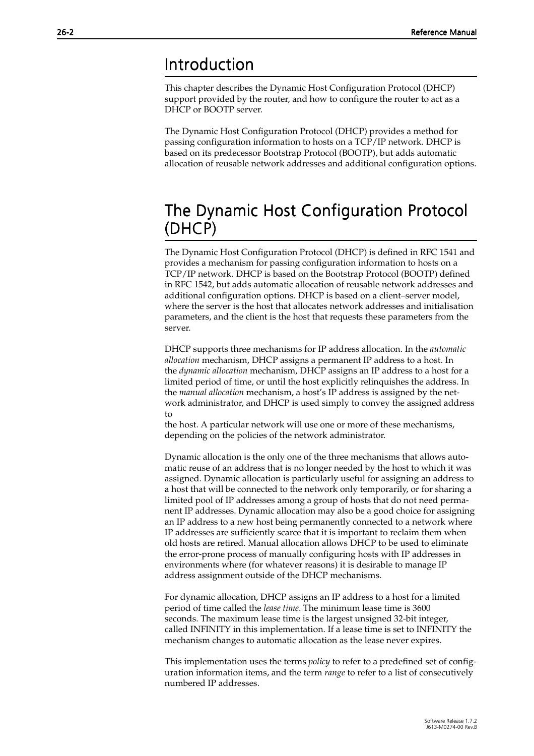# Introduction

This chapter describes the Dynamic Host Configuration Protocol (DHCP) support provided by the router, and how to configure the router to act as a DHCP or BOOTP server.

The Dynamic Host Configuration Protocol (DHCP) provides a method for passing configuration information to hosts on a TCP/IP network. DHCP is based on its predecessor Bootstrap Protocol (BOOTP), but adds automatic allocation of reusable network addresses and additional configuration options.

# The Dynamic Host Configuration Protocol (DHCP)

The Dynamic Host Configuration Protocol (DHCP) is defined in RFC 1541 and provides a mechanism for passing configuration information to hosts on a TCP/IP network. DHCP is based on the Bootstrap Protocol (BOOTP) defined in RFC 1542, but adds automatic allocation of reusable network addresses and additional configuration options. DHCP is based on a client–server model, where the server is the host that allocates network addresses and initialisation parameters, and the client is the host that requests these parameters from the server.

DHCP supports three mechanisms for IP address allocation. In the *automatic allocation* mechanism, DHCP assigns a permanent IP address to a host. In the *dynamic allocation* mechanism, DHCP assigns an IP address to a host for a limited period of time, or until the host explicitly relinquishes the address. In the *manual allocation* mechanism, a host's IP address is assigned by the network administrator, and DHCP is used simply to convey the assigned address to the host. A particular network will use one or more of these mechanisms, depending on the policies of the network administrator.

Dynamic allocation is the only one of the three mechanisms that allows automatic reuse of an address that is no longer needed by the host to which it was assigned. Dynamic allocation is particularly useful for assigning an address to a host that will be connected to the network only temporarily, or for sharing a limited pool of IP addresses among a group of hosts that do not need permanent IP addresses. Dynamic allocation may also be a good choice for assigning an IP address to a new host being permanently connected to a network where IP addresses are sufficiently scarce that it is important to reclaim them when old hosts are retired. Manual allocation allows DHCP to be used to eliminate the error-prone process of manually configuring hosts with IP addresses in environments where (for whatever reasons) it is desirable to manage IP address assignment outside of the DHCP mechanisms.

For dynamic allocation, DHCP assigns an IP address to a host for a limited period of time called the *lease time*. The minimum lease time is 3600 seconds. The maximum lease time is the largest unsigned 32-bit integer, called INFINITY in this implementation. If a lease time is set to INFINITY the mechanism changes to automatic allocation as the lease never expires.

This implementation uses the terms *policy* to refer to a predefined set of configuration information items, and the term *range* to refer to a list of consecutively numbered IP addresses.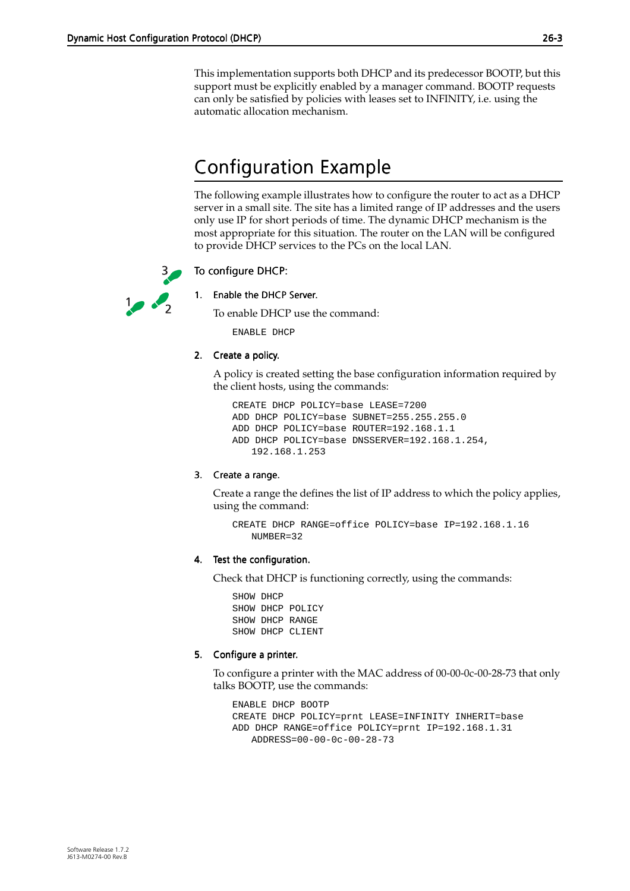This implementation supports both DHCP and its predecessor BOOTP, but this support must be explicitly enabled by a manager command. BOOTP requests can only be satisfied by policies with leases set to INFINITY, i.e. using the automatic allocation mechanism.

## Configuration Example

The following example illustrates how to configure the router to act as a DHCP server in a small site. The site has a limited range of IP addresses and the users only use IP for short periods of time. The dynamic DHCP mechanism is the most appropriate for this situation. The router on the LAN will be configured to provide DHCP services to the PCs on the local LAN.

To configure DHCP:

1. **Enable the DHCP Server.**

   To enable DHCP use the command:

   ```
   ENABLE DHCP
   ```

2. **Create a policy.**

   A policy is created setting the base configuration information required by the client hosts, using the commands:

   ```
   CREATE DHCP POLICY=base LEASE=7200
   ADD DHCP POLICY=base SUBNET=255.255.255.0
   ADD DHCP POLICY=base ROUTER=192.168.1.1
   ADD DHCP POLICY=base DNSSERVER=192.168.1.254,
      192.168.1.253
   ```

3. **Create a range.**

   Create a range the defines the list of IP address to which the policy applies, using the command:

   ```
   CREATE DHCP RANGE=office POLICY=base IP=192.168.1.16
      NUMBER=32
   ```

4. **Test the configuration.**

   Check that DHCP is functioning correctly, using the commands:

   ```
   SHOW DHCP
   SHOW DHCP POLICY
   SHOW DHCP RANGE
   SHOW DHCP CLIENT
   ```

5. **Configure a printer.**

   To configure a printer with the MAC address of 00-00-0c-00-28-73 that only talks BOOTP, use the commands:

   ```
   ENABLE DHCP BOOTP
   CREATE DHCP POLICY=prnt LEASE=INFINITY INHERIT=base
   ADD DHCP RANGE=office POLICY=prnt IP=192.168.1.31
      ADDRESS=00-00-0c-00-28-73
   ```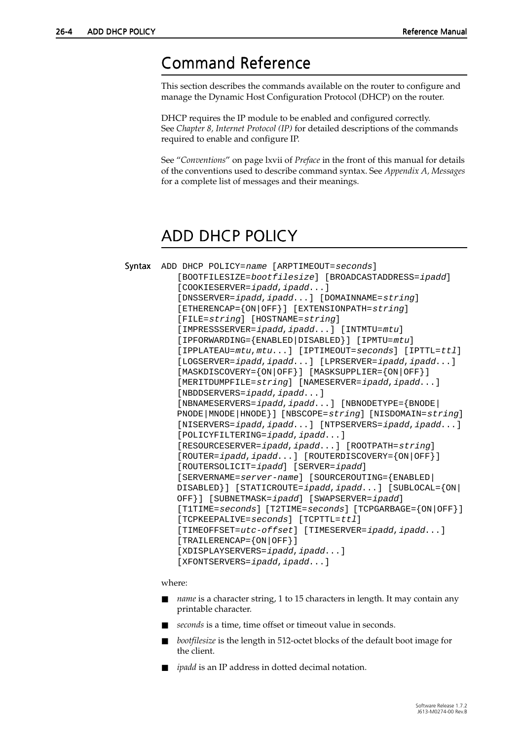# Command Reference

This section describes the commands available on the router to configure and manage the Dynamic Host Configuration Protocol (DHCP) on the router.

DHCP requires the IP module to be enabled and configured correctly. See *Chapter 8, Internet Protocol (IP)* for detailed descriptions of the commands required to enable and configure IP.

See "*Conventions*" on page lxvii of *Preface* in the front of this manual for details of the conventions used to describe command syntax. See *Appendix A, Messages* for a complete list of messages and their meanings.

# ADD DHCP POLICY

**Syntax**

```
ADD DHCP POLICY=name [ARPTIMEOUT=seconds]
    [BOOTFILESIZE=bootfilesize] [BROADCASTADDRESS=ipadd]
    [COOKIESERVER=ipadd,ipadd...]
    [DNSSERVER=ipadd,ipadd...] [DOMAINNAME=string]
    [ETHERENCAP={ON|OFF}] [EXTENSIONPATH=string]
    [FILE=string] [HOSTNAME=string]
    [IMPRESSSERVER=ipadd,ipadd...] [INTMTU=mtu]
    [IPFORWARDING={ENABLED|DISABLED}] [IPMTU=mtu]
    [IPPLATEAU=mtu,mtu...] [IPTIMEOUT=seconds] [IPTTL=ttl]
    [LOGSERVER=ipadd,ipadd...] [LPRSERVER=ipadd,ipadd...]
    [MASKDISCOVERY={ON|OFF}] [MASKSUPPLIER={ON|OFF}]
    [MERITDUMPFILE=string] [NAMESERVER=ipadd,ipadd...]
    [NBDDSERVERS=ipadd,ipadd...]
    [NBNAMESERVERS=ipadd,ipadd...] [NBNODETYPE={BNODE|
    PNODE|MNODE|HNODE}] [NBSCOPE=string] [NISDOMAIN=string]
    [NISERVERS=ipadd,ipadd...] [NTPSERVERS=ipadd,ipadd...]
    [POLICYFILTERING=ipadd,ipadd...]
    [RESOURCESERVER=ipadd,ipadd...] [ROOTPATH=string]
    [ROUTER=ipadd,ipadd...] [ROUTERDISCOVERY={ON|OFF}]
    [ROUTERSOLICIT=ipadd] [SERVER=ipadd]
    [SERVERNAME=server-name] [SOURCEROUTING={ENABLED|
    DISABLED}] [STATICROUTE=ipadd,ipadd...] [SUBLOCAL={ON|
    OFF}] [SUBNETMASK=ipadd] [SWAPSERVER=ipadd]
    [T1TIME=seconds] [T2TIME=seconds] [TCPGARBAGE={ON|OFF}]
    [TCPKEEPALIVE=seconds] [TCPTTL=ttl]
    [TIMEOFFSET=utc-offset] [TIMESERVER=ipadd,ipadd...]
    [TRAILERENCAP={ON|OFF}]
    [XDISPLAYSERVERS=ipadd,ipadd...]
    [XFONTSERVERS=ipadd,ipadd...]
```

where:

- *name* is a character string, 1 to 15 characters in length. It may contain any printable character.
- *seconds* is a time, time offset or timeout value in seconds.
- *bootfilesize* is the length in 512-octet blocks of the default boot image for the client.
- *ipadd* is an IP address in dotted decimal notation.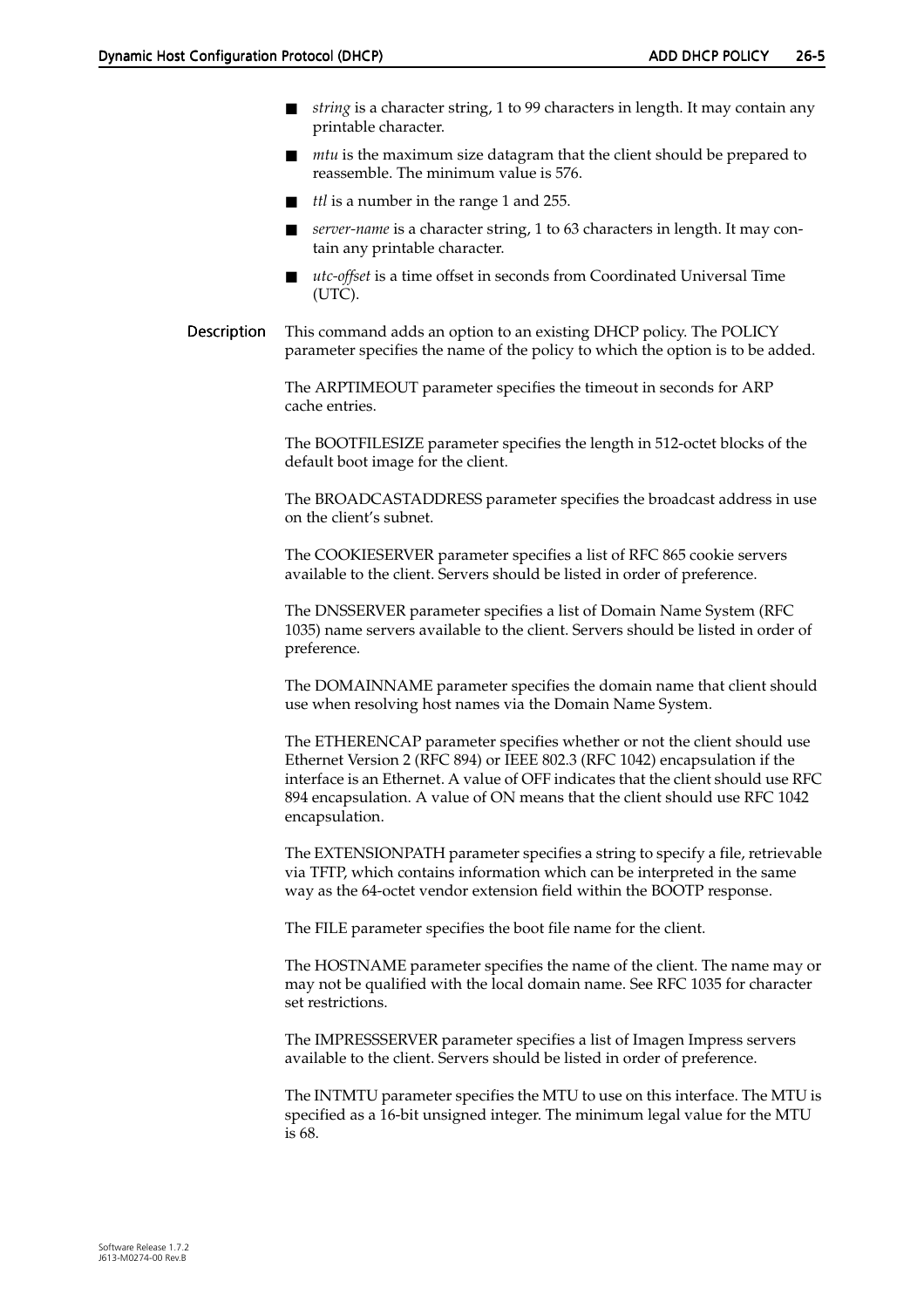- *string* is a character string, 1 to 99 characters in length. It may contain any printable character.
- *mtu* is the maximum size datagram that the client should be prepared to reassemble. The minimum value is 576.
- *ttl* is a number in the range 1 and 255.
- *server-name* is a character string, 1 to 63 characters in length. It may contain any printable character.
- *utc-offset* is a time offset in seconds from Coordinated Universal Time (UTC).

**Description** This command adds an option to an existing DHCP policy. The POLICY parameter specifies the name of the policy to which the option is to be added.

The ARPTIMEOUT parameter specifies the timeout in seconds for ARP cache entries.

The BOOTFILESIZE parameter specifies the length in 512-octet blocks of the default boot image for the client.

The BROADCASTADDRESS parameter specifies the broadcast address in use on the client's subnet.

The COOKIESERVER parameter specifies a list of RFC 865 cookie servers available to the client. Servers should be listed in order of preference.

The DNSSERVER parameter specifies a list of Domain Name System (RFC 1035) name servers available to the client. Servers should be listed in order of preference.

The DOMAINNAME parameter specifies the domain name that client should use when resolving host names via the Domain Name System.

The ETHERENCAP parameter specifies whether or not the client should use Ethernet Version 2 (RFC 894) or IEEE 802.3 (RFC 1042) encapsulation if the interface is an Ethernet. A value of OFF indicates that the client should use RFC 894 encapsulation. A value of ON means that the client should use RFC 1042 encapsulation.

The EXTENSIONPATH parameter specifies a string to specify a file, retrievable via TFTP, which contains information which can be interpreted in the same way as the 64-octet vendor extension field within the BOOTP response.

The FILE parameter specifies the boot file name for the client.

The HOSTNAME parameter specifies the name of the client. The name may or may not be qualified with the local domain name. See RFC 1035 for character set restrictions.

The IMPRESSSERVER parameter specifies a list of Imagen Impress servers available to the client. Servers should be listed in order of preference.

The INTMTU parameter specifies the MTU to use on this interface. The MTU is specified as a 16-bit unsigned integer. The minimum legal value for the MTU is 68.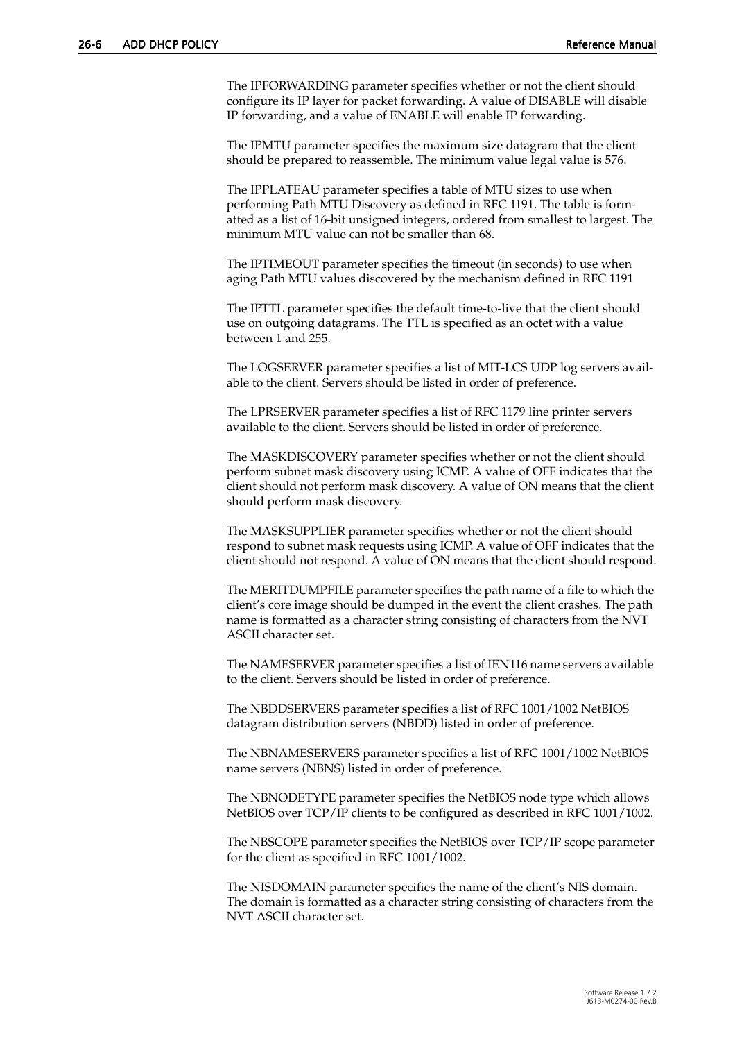The IPFORWARDING parameter specifies whether or not the client should configure its IP layer for packet forwarding. A value of DISABLE will disable IP forwarding, and a value of ENABLE will enable IP forwarding.

The IPMTU parameter specifies the maximum size datagram that the client should be prepared to reassemble. The minimum value legal value is 576.

The IPPLATEAU parameter specifies a table of MTU sizes to use when performing Path MTU Discovery as defined in RFC 1191. The table is formatted as a list of 16-bit unsigned integers, ordered from smallest to largest. The minimum MTU value can not be smaller than 68.

The IPTIMEOUT parameter specifies the timeout (in seconds) to use when aging Path MTU values discovered by the mechanism defined in RFC 1191

The IPTTL parameter specifies the default time-to-live that the client should use on outgoing datagrams. The TTL is specified as an octet with a value between 1 and 255.

The LOGSERVER parameter specifies a list of MIT-LCS UDP log servers available to the client. Servers should be listed in order of preference.

The LPRSERVER parameter specifies a list of RFC 1179 line printer servers available to the client. Servers should be listed in order of preference.

The MASKDISCOVERY parameter specifies whether or not the client should perform subnet mask discovery using ICMP. A value of OFF indicates that the client should not perform mask discovery. A value of ON means that the client should perform mask discovery.

The MASKSUPPLIER parameter specifies whether or not the client should respond to subnet mask requests using ICMP. A value of OFF indicates that the client should not respond. A value of ON means that the client should respond.

The MERITDUMPFILE parameter specifies the path name of a file to which the client's core image should be dumped in the event the client crashes. The path name is formatted as a character string consisting of characters from the NVT ASCII character set.

The NAMESERVER parameter specifies a list of IEN116 name servers available to the client. Servers should be listed in order of preference.

The NBDDSERVERS parameter specifies a list of RFC 1001/1002 NetBIOS datagram distribution servers (NBDD) listed in order of preference.

The NBNAMESERVERS parameter specifies a list of RFC 1001/1002 NetBIOS name servers (NBNS) listed in order of preference.

The NBNODETYPE parameter specifies the NetBIOS node type which allows NetBIOS over TCP/IP clients to be configured as described in RFC 1001/1002.

The NBSCOPE parameter specifies the NetBIOS over TCP/IP scope parameter for the client as specified in RFC 1001/1002.

The NISDOMAIN parameter specifies the name of the client's NIS domain. The domain is formatted as a character string consisting of characters from the NVT ASCII character set.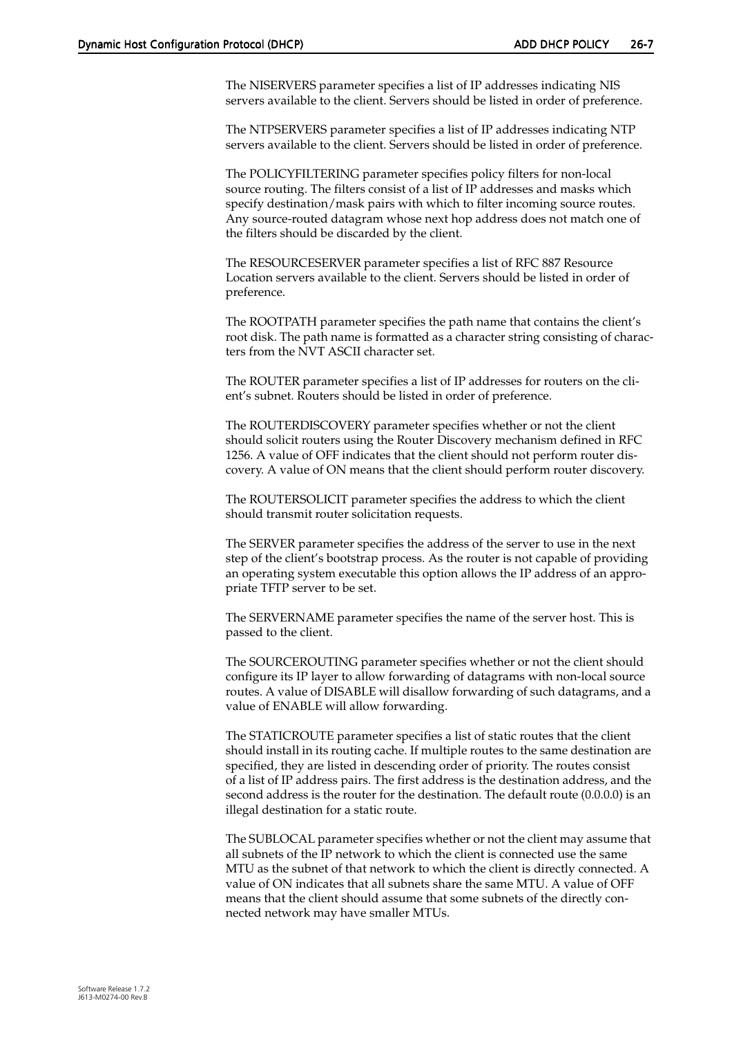The NISERVERS parameter specifies a list of IP addresses indicating NIS servers available to the client. Servers should be listed in order of preference.

The NTPSERVERS parameter specifies a list of IP addresses indicating NTP servers available to the client. Servers should be listed in order of preference.

The POLICYFILTERING parameter specifies policy filters for non-local source routing. The filters consist of a list of IP addresses and masks which specify destination/mask pairs with which to filter incoming source routes. Any source-routed datagram whose next hop address does not match one of the filters should be discarded by the client.

The RESOURCESERVER parameter specifies a list of RFC 887 Resource Location servers available to the client. Servers should be listed in order of preference.

The ROOTPATH parameter specifies the path name that contains the client's root disk. The path name is formatted as a character string consisting of characters from the NVT ASCII character set.

The ROUTER parameter specifies a list of IP addresses for routers on the client's subnet. Routers should be listed in order of preference.

The ROUTERDISCOVERY parameter specifies whether or not the client should solicit routers using the Router Discovery mechanism defined in RFC 1256. A value of OFF indicates that the client should not perform router discovery. A value of ON means that the client should perform router discovery.

The ROUTERSOLICIT parameter specifies the address to which the client should transmit router solicitation requests.

The SERVER parameter specifies the address of the server to use in the next step of the client's bootstrap process. As the router is not capable of providing an operating system executable this option allows the IP address of an appropriate TFTP server to be set.

The SERVERNAME parameter specifies the name of the server host. This is passed to the client.

The SOURCEROUTING parameter specifies whether or not the client should configure its IP layer to allow forwarding of datagrams with non-local source routes. A value of DISABLE will disallow forwarding of such datagrams, and a value of ENABLE will allow forwarding.

The STATICROUTE parameter specifies a list of static routes that the client should install in its routing cache. If multiple routes to the same destination are specified, they are listed in descending order of priority. The routes consist of a list of IP address pairs. The first address is the destination address, and the second address is the router for the destination. The default route (0.0.0.0) is an illegal destination for a static route.

The SUBLOCAL parameter specifies whether or not the client may assume that all subnets of the IP network to which the client is connected use the same MTU as the subnet of that network to which the client is directly connected. A value of ON indicates that all subnets share the same MTU. A value of OFF means that the client should assume that some subnets of the directly connected network may have smaller MTUs.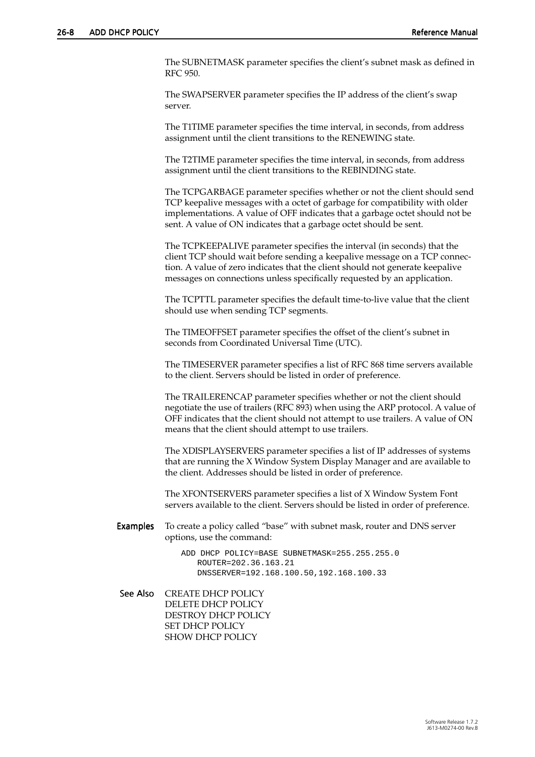The SUBNETMASK parameter specifies the client's subnet mask as defined in RFC 950.

The SWAPSERVER parameter specifies the IP address of the client's swap server.

The T1TIME parameter specifies the time interval, in seconds, from address assignment until the client transitions to the RENEWING state.

The T2TIME parameter specifies the time interval, in seconds, from address assignment until the client transitions to the REBINDING state.

The TCPGARBAGE parameter specifies whether or not the client should send TCP keepalive messages with a octet of garbage for compatibility with older implementations. A value of OFF indicates that a garbage octet should not be sent. A value of ON indicates that a garbage octet should be sent.

The TCPKEEPALIVE parameter specifies the interval (in seconds) that the client TCP should wait before sending a keepalive message on a TCP connection. A value of zero indicates that the client should not generate keepalive messages on connections unless specifically requested by an application.

The TCPTTL parameter specifies the default time-to-live value that the client should use when sending TCP segments.

The TIMEOFFSET parameter specifies the offset of the client's subnet in seconds from Coordinated Universal Time (UTC).

The TIMESERVER parameter specifies a list of RFC 868 time servers available to the client. Servers should be listed in order of preference.

The TRAILERENCAP parameter specifies whether or not the client should negotiate the use of trailers (RFC 893) when using the ARP protocol. A value of OFF indicates that the client should not attempt to use trailers. A value of ON means that the client should attempt to use trailers.

The XDISPLAYSERVERS parameter specifies a list of IP addresses of systems that are running the X Window System Display Manager and are available to the client. Addresses should be listed in order of preference.

The XFONTSERVERS parameter specifies a list of X Window System Font servers available to the client. Servers should be listed in order of preference.

**Examples**

To create a policy called "base" with subnet mask, router and DNS server options, use the command:

```
ADD DHCP POLICY=BASE SUBNETMASK=255.255.255.0
    ROUTER=202.36.163.21
    DNSSERVER=192.168.100.50,192.168.100.33
```

**See Also**

CREATE DHCP POLICY
DELETE DHCP POLICY
DESTROY DHCP POLICY
SET DHCP POLICY
SHOW DHCP POLICY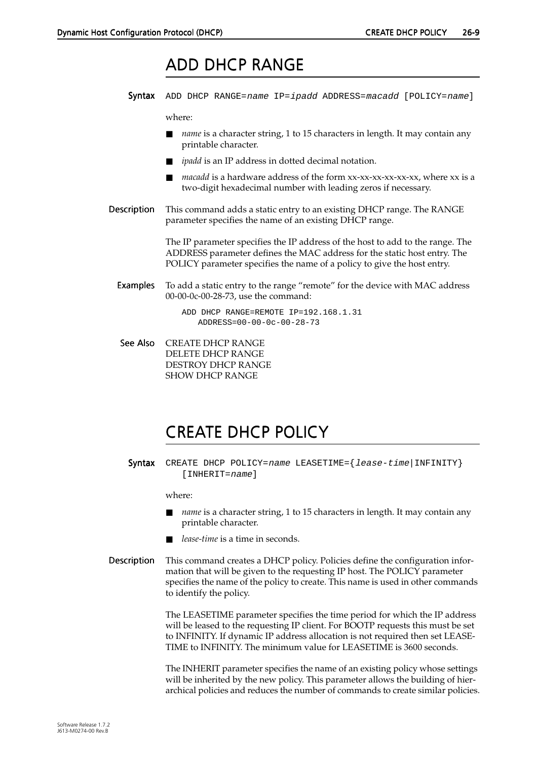## ADD DHCP RANGE

**Syntax**

```
ADD DHCP RANGE=name IP=ipadd ADDRESS=macadd [POLICY=name]
```

where:

- *name* is a character string, 1 to 15 characters in length. It may contain any printable character.
- *ipadd* is an IP address in dotted decimal notation.
- *macadd* is a hardware address of the form xx-xx-xx-xx-xx-xx, where xx is a two-digit hexadecimal number with leading zeros if necessary.

**Description**

This command adds a static entry to an existing DHCP range. The RANGE parameter specifies the name of an existing DHCP range.

The IP parameter specifies the IP address of the host to add to the range. The ADDRESS parameter defines the MAC address for the static host entry. The POLICY parameter specifies the name of a policy to give the host entry.

**Examples**

To add a static entry to the range “remote” for the device with MAC address 00-00-0c-00-28-73, use the command:

```
ADD DHCP RANGE=REMOTE IP=192.168.1.31
    ADDRESS=00-00-0c-00-28-73
```

**See Also**

CREATE DHCP RANGE
DELETE DHCP RANGE
DESTROY DHCP RANGE
SHOW DHCP RANGE

## CREATE DHCP POLICY

**Syntax**

```
CREATE DHCP POLICY=name LEASETIME={lease-time|INFINITY}
    [INHERIT=name]
```

where:

- *name* is a character string, 1 to 15 characters in length. It may contain any printable character.
- *lease-time* is a time in seconds.

**Description**

This command creates a DHCP policy. Policies define the configuration information that will be given to the requesting IP host. The POLICY parameter specifies the name of the policy to create. This name is used in other commands to identify the policy.

The LEASETIME parameter specifies the time period for which the IP address will be leased to the requesting IP client. For BOOTP requests this must be set to INFINITY. If dynamic IP address allocation is not required then set LEASETIME to INFINITY. The minimum value for LEASETIME is 3600 seconds.

The INHERIT parameter specifies the name of an existing policy whose settings will be inherited by the new policy. This parameter allows the building of hierarchical policies and reduces the number of commands to create similar policies.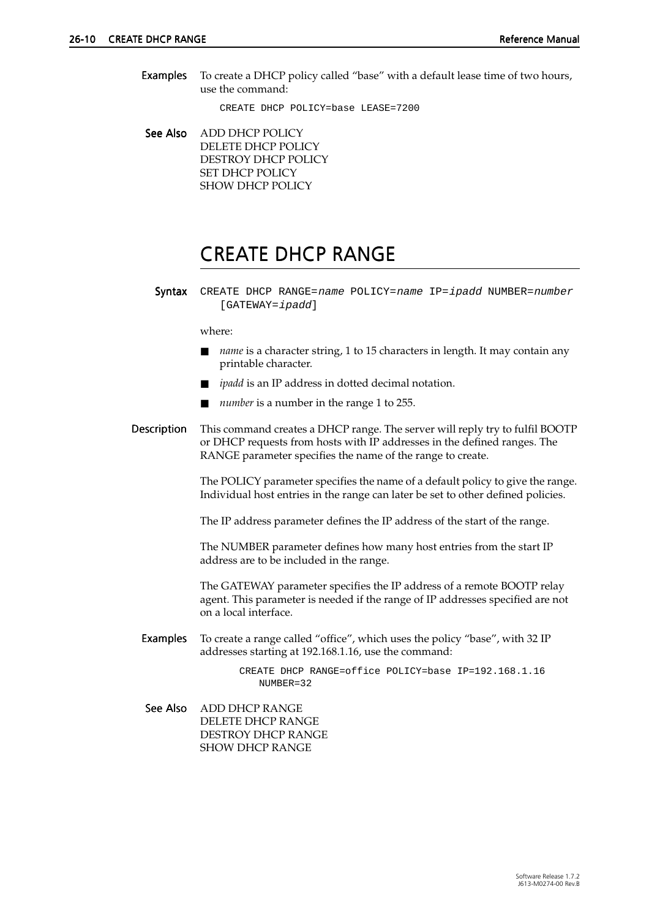**Examples** To create a DHCP policy called "base" with a default lease time of two hours, use the command:

```
CREATE DHCP POLICY=base LEASE=7200
```

**See Also** ADD DHCP POLICY
DELETE DHCP POLICY
DESTROY DHCP POLICY
SET DHCP POLICY
SHOW DHCP POLICY

# CREATE DHCP RANGE

**Syntax**

```
CREATE DHCP RANGE=name POLICY=name IP=ipadd NUMBER=number
    [GATEWAY=ipadd]
```

where:

- *name* is a character string, 1 to 15 characters in length. It may contain any printable character.
- *ipadd* is an IP address in dotted decimal notation.
- *number* is a number in the range 1 to 255.

**Description** This command creates a DHCP range. The server will reply try to fulfil BOOTP or DHCP requests from hosts with IP addresses in the defined ranges. The RANGE parameter specifies the name of the range to create.

The POLICY parameter specifies the name of a default policy to give the range. Individual host entries in the range can later be set to other defined policies.

The IP address parameter defines the IP address of the start of the range.

The NUMBER parameter defines how many host entries from the start IP address are to be included in the range.

The GATEWAY parameter specifies the IP address of a remote BOOTP relay agent. This parameter is needed if the range of IP addresses specified are not on a local interface.

**Examples** To create a range called "office", which uses the policy "base", with 32 IP addresses starting at 192.168.1.16, use the command:

```
CREATE DHCP RANGE=office POLICY=base IP=192.168.1.16
    NUMBER=32
```

**See Also** ADD DHCP RANGE
DELETE DHCP RANGE
DESTROY DHCP RANGE
SHOW DHCP RANGE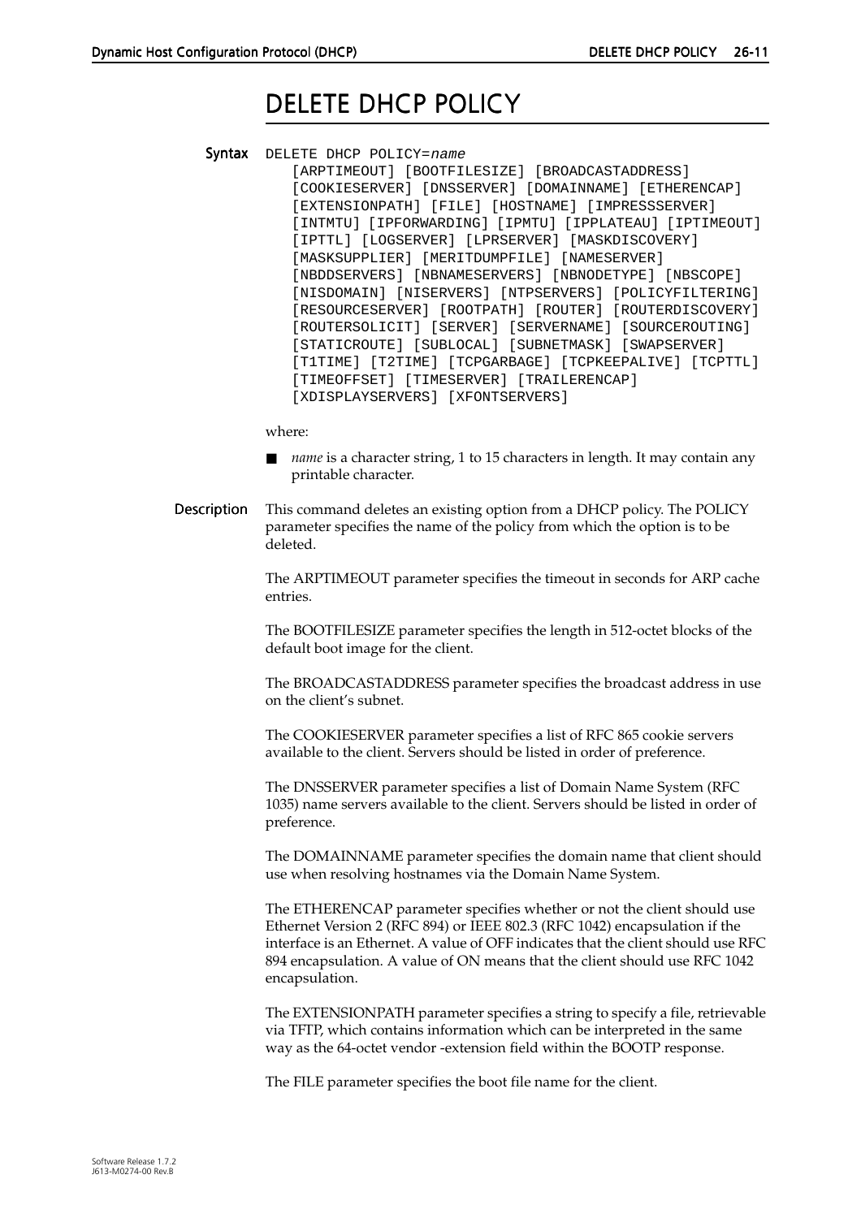# DELETE DHCP POLICY

**Syntax**

```
DELETE DHCP POLICY=name
    [ARPTIMEOUT] [BOOTFILESIZE] [BROADCASTADDRESS]
    [COOKIESERVER] [DNSSERVER] [DOMAINNAME] [ETHERENCAP]
    [EXTENSIONPATH] [FILE] [HOSTNAME] [IMPRESSSERVER]
    [INTMTU] [IPFORWARDING] [IPMTU] [IPPLATEAU] [IPTIMEOUT]
    [IPTTL] [LOGSERVER] [LPRSERVER] [MASKDISCOVERY]
    [MASKSUPPLIER] [MERITDUMPFILE] [NAMESERVER]
    [NBDDSERVERS] [NBNAMESERVERS] [NBNODETYPE] [NBSCOPE]
    [NISDOMAIN] [NISERVERS] [NTPSERVERS] [POLICYFILTERING]
    [RESOURCESERVER] [ROOTPATH] [ROUTER] [ROUTERDISCOVERY]
    [ROUTERSOLICIT] [SERVER] [SERVERNAME] [SOURCEROUTING]
    [STATICROUTE] [SUBLOCAL] [SUBNETMASK] [SWAPSERVER]
    [T1TIME] [T2TIME] [TCPGARBAGE] [TCPKEEPALIVE] [TCPTTL]
    [TIMEOFFSET] [TIMESERVER] [TRAILERENCAP]
    [XDISPLAYSERVERS] [XFONTSERVERS]
```

where:

- *name* is a character string, 1 to 15 characters in length. It may contain any printable character.

**Description**

This command deletes an existing option from a DHCP policy. The POLICY parameter specifies the name of the policy from which the option is to be deleted.

The ARPTIMEOUT parameter specifies the timeout in seconds for ARP cache entries.

The BOOTFILESIZE parameter specifies the length in 512-octet blocks of the default boot image for the client.

The BROADCASTADDRESS parameter specifies the broadcast address in use on the client's subnet.

The COOKIESERVER parameter specifies a list of RFC 865 cookie servers available to the client. Servers should be listed in order of preference.

The DNSSERVER parameter specifies a list of Domain Name System (RFC 1035) name servers available to the client. Servers should be listed in order of preference.

The DOMAINNAME parameter specifies the domain name that client should use when resolving hostnames via the Domain Name System.

The ETHERENCAP parameter specifies whether or not the client should use Ethernet Version 2 (RFC 894) or IEEE 802.3 (RFC 1042) encapsulation if the interface is an Ethernet. A value of OFF indicates that the client should use RFC 894 encapsulation. A value of ON means that the client should use RFC 1042 encapsulation.

The EXTENSIONPATH parameter specifies a string to specify a file, retrievable via TFTP, which contains information which can be interpreted in the same way as the 64-octet vendor -extension field within the BOOTP response.

The FILE parameter specifies the boot file name for the client.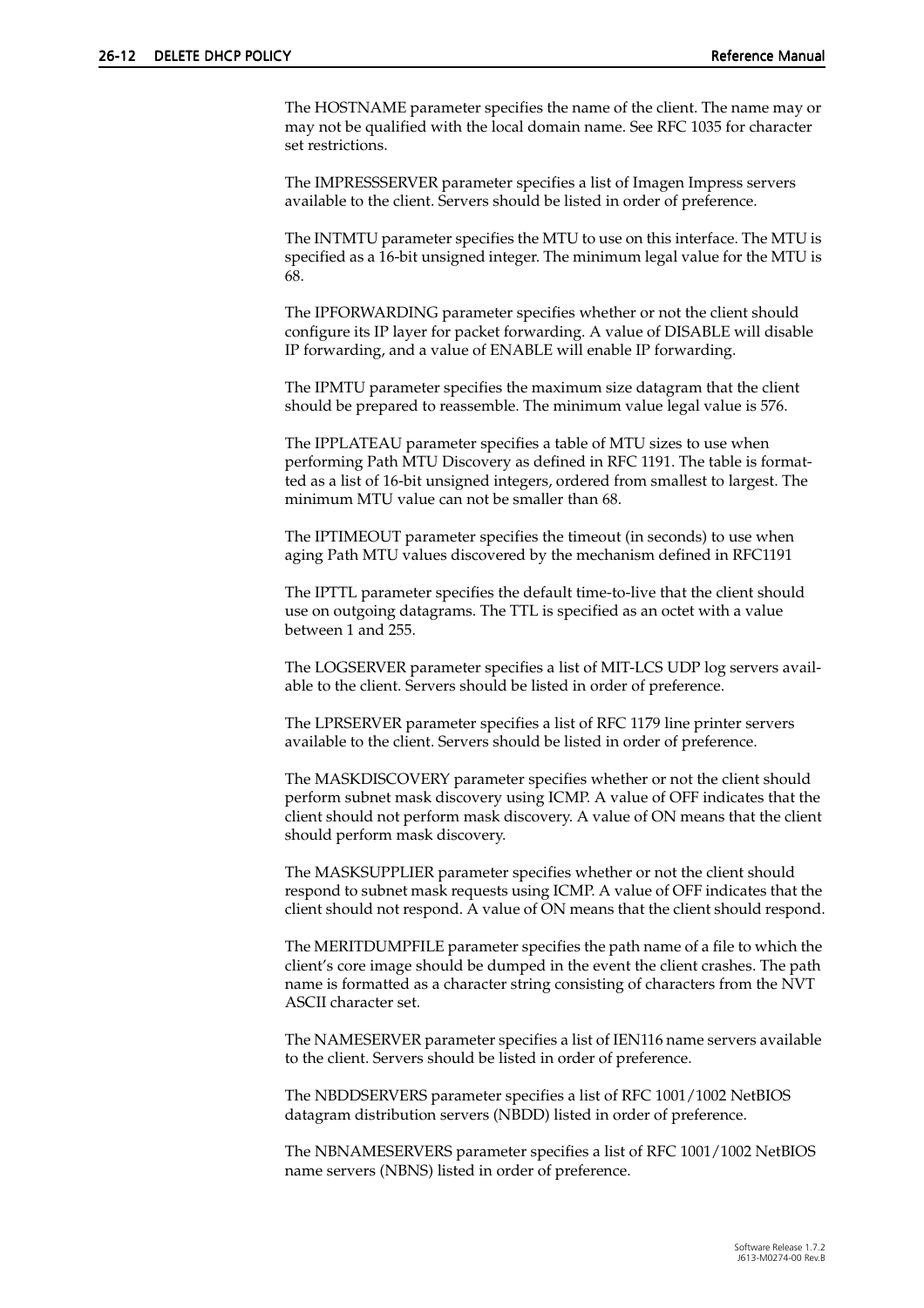The HOSTNAME parameter specifies the name of the client. The name may or may not be qualified with the local domain name. See RFC 1035 for character set restrictions.

The IMPRESSSERVER parameter specifies a list of Imagen Impress servers available to the client. Servers should be listed in order of preference.

The INTMTU parameter specifies the MTU to use on this interface. The MTU is specified as a 16-bit unsigned integer. The minimum legal value for the MTU is 68.

The IPFORWARDING parameter specifies whether or not the client should configure its IP layer for packet forwarding. A value of DISABLE will disable IP forwarding, and a value of ENABLE will enable IP forwarding.

The IPMTU parameter specifies the maximum size datagram that the client should be prepared to reassemble. The minimum value legal value is 576.

The IPPLATEAU parameter specifies a table of MTU sizes to use when performing Path MTU Discovery as defined in RFC 1191. The table is formatted as a list of 16-bit unsigned integers, ordered from smallest to largest. The minimum MTU value can not be smaller than 68.

The IPTIMEOUT parameter specifies the timeout (in seconds) to use when aging Path MTU values discovered by the mechanism defined in RFC1191

The IPTTL parameter specifies the default time-to-live that the client should use on outgoing datagrams. The TTL is specified as an octet with a value between 1 and 255.

The LOGSERVER parameter specifies a list of MIT-LCS UDP log servers available to the client. Servers should be listed in order of preference.

The LPRSERVER parameter specifies a list of RFC 1179 line printer servers available to the client. Servers should be listed in order of preference.

The MASKDISCOVERY parameter specifies whether or not the client should perform subnet mask discovery using ICMP. A value of OFF indicates that the client should not perform mask discovery. A value of ON means that the client should perform mask discovery.

The MASKSUPPLIER parameter specifies whether or not the client should respond to subnet mask requests using ICMP. A value of OFF indicates that the client should not respond. A value of ON means that the client should respond.

The MERITDUMPFILE parameter specifies the path name of a file to which the client's core image should be dumped in the event the client crashes. The path name is formatted as a character string consisting of characters from the NVT ASCII character set.

The NAMESERVER parameter specifies a list of IEN116 name servers available to the client. Servers should be listed in order of preference.

The NBDDSERVERS parameter specifies a list of RFC 1001/1002 NetBIOS datagram distribution servers (NBDD) listed in order of preference.

The NBNAMESERVERS parameter specifies a list of RFC 1001/1002 NetBIOS name servers (NBNS) listed in order of preference.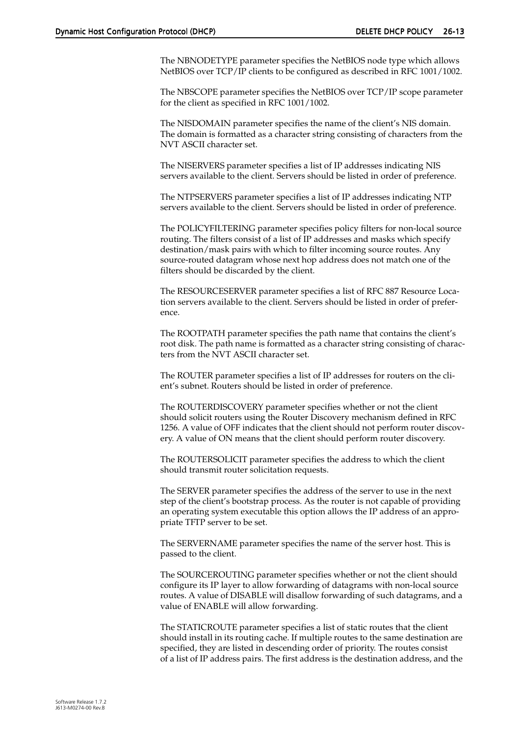The NBNODETYPE parameter specifies the NetBIOS node type which allows NetBIOS over TCP/IP clients to be configured as described in RFC 1001/1002.

The NBSCOPE parameter specifies the NetBIOS over TCP/IP scope parameter for the client as specified in RFC 1001/1002.

The NISDOMAIN parameter specifies the name of the client's NIS domain. The domain is formatted as a character string consisting of characters from the NVT ASCII character set.

The NISERVERS parameter specifies a list of IP addresses indicating NIS servers available to the client. Servers should be listed in order of preference.

The NTPSERVERS parameter specifies a list of IP addresses indicating NTP servers available to the client. Servers should be listed in order of preference.

The POLICYFILTERING parameter specifies policy filters for non-local source routing. The filters consist of a list of IP addresses and masks which specify destination/mask pairs with which to filter incoming source routes. Any source-routed datagram whose next hop address does not match one of the filters should be discarded by the client.

The RESOURCESERVER parameter specifies a list of RFC 887 Resource Location servers available to the client. Servers should be listed in order of preference.

The ROOTPATH parameter specifies the path name that contains the client's root disk. The path name is formatted as a character string consisting of characters from the NVT ASCII character set.

The ROUTER parameter specifies a list of IP addresses for routers on the client's subnet. Routers should be listed in order of preference.

The ROUTERDISCOVERY parameter specifies whether or not the client should solicit routers using the Router Discovery mechanism defined in RFC 1256. A value of OFF indicates that the client should not perform router discovery. A value of ON means that the client should perform router discovery.

The ROUTERSOLICIT parameter specifies the address to which the client should transmit router solicitation requests.

The SERVER parameter specifies the address of the server to use in the next step of the client's bootstrap process. As the router is not capable of providing an operating system executable this option allows the IP address of an appropriate TFTP server to be set.

The SERVERNAME parameter specifies the name of the server host. This is passed to the client.

The SOURCEROUTING parameter specifies whether or not the client should configure its IP layer to allow forwarding of datagrams with non-local source routes. A value of DISABLE will disallow forwarding of such datagrams, and a value of ENABLE will allow forwarding.

The STATICROUTE parameter specifies a list of static routes that the client should install in its routing cache. If multiple routes to the same destination are specified, they are listed in descending order of priority. The routes consist of a list of IP address pairs. The first address is the destination address, and the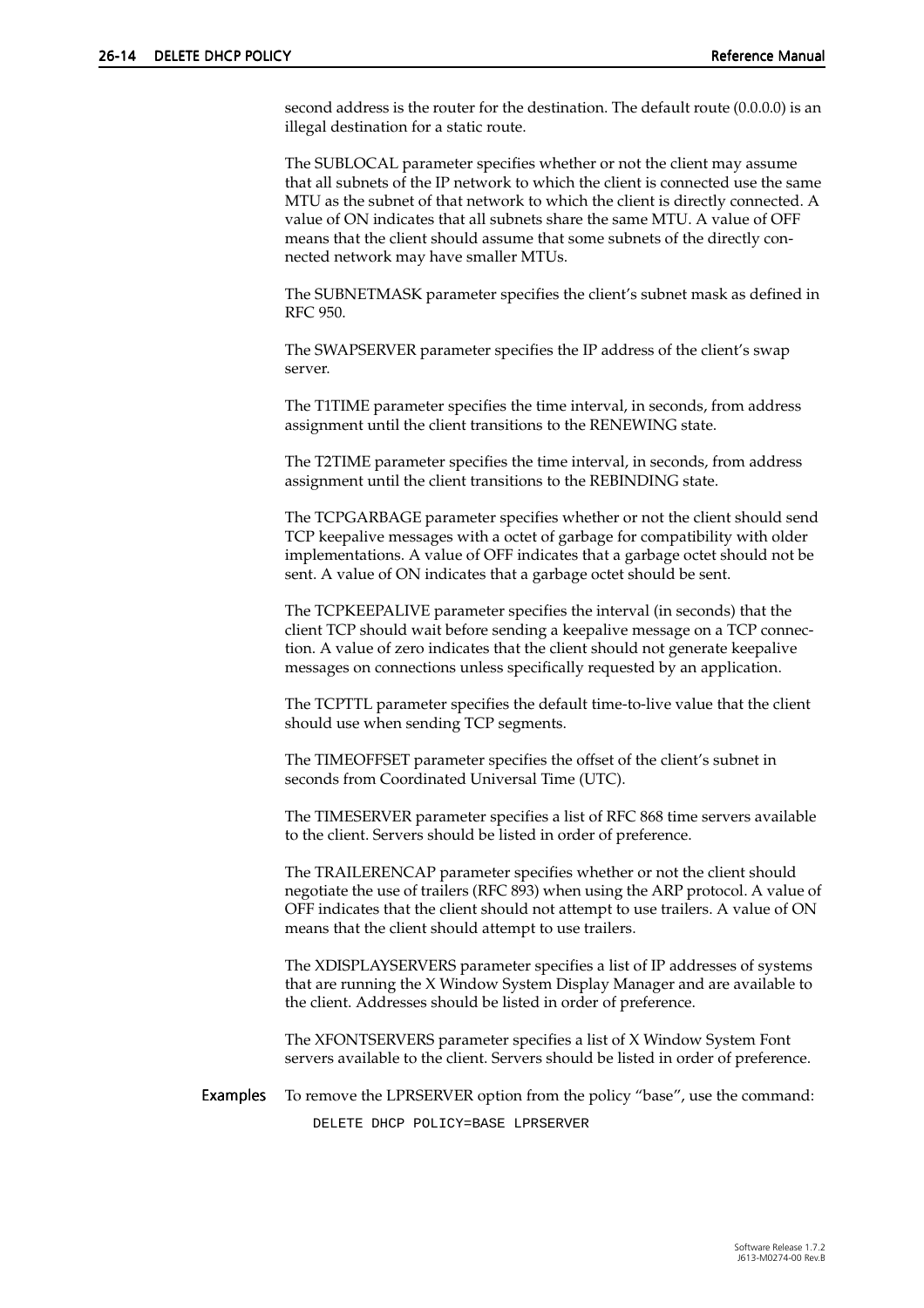second address is the router for the destination. The default route (0.0.0.0) is an illegal destination for a static route.

The SUBLOCAL parameter specifies whether or not the client may assume that all subnets of the IP network to which the client is connected use the same MTU as the subnet of that network to which the client is directly connected. A value of ON indicates that all subnets share the same MTU. A value of OFF means that the client should assume that some subnets of the directly connected network may have smaller MTUs.

The SUBNETMASK parameter specifies the client's subnet mask as defined in RFC 950.

The SWAPSERVER parameter specifies the IP address of the client's swap server.

The T1TIME parameter specifies the time interval, in seconds, from address assignment until the client transitions to the RENEWING state.

The T2TIME parameter specifies the time interval, in seconds, from address assignment until the client transitions to the REBINDING state.

The TCPGARBAGE parameter specifies whether or not the client should send TCP keepalive messages with a octet of garbage for compatibility with older implementations. A value of OFF indicates that a garbage octet should not be sent. A value of ON indicates that a garbage octet should be sent.

The TCPKEEPALIVE parameter specifies the interval (in seconds) that the client TCP should wait before sending a keepalive message on a TCP connection. A value of zero indicates that the client should not generate keepalive messages on connections unless specifically requested by an application.

The TCPTTL parameter specifies the default time-to-live value that the client should use when sending TCP segments.

The TIMEOFFSET parameter specifies the offset of the client's subnet in seconds from Coordinated Universal Time (UTC).

The TIMESERVER parameter specifies a list of RFC 868 time servers available to the client. Servers should be listed in order of preference.

The TRAILERENCAP parameter specifies whether or not the client should negotiate the use of trailers (RFC 893) when using the ARP protocol. A value of OFF indicates that the client should not attempt to use trailers. A value of ON means that the client should attempt to use trailers.

The XDISPLAYSERVERS parameter specifies a list of IP addresses of systems that are running the X Window System Display Manager and are available to the client. Addresses should be listed in order of preference.

The XFONTSERVERS parameter specifies a list of X Window System Font servers available to the client. Servers should be listed in order of preference.

**Examples** To remove the LPRSERVER option from the policy "base", use the command:

```
DELETE DHCP POLICY=BASE LPRSERVER
```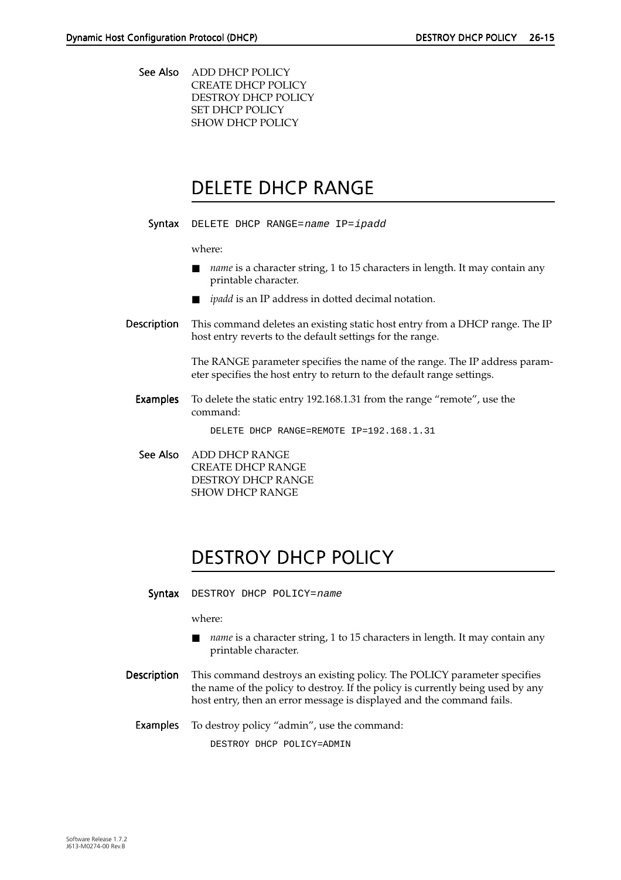**See Also** ADD DHCP POLICY
CREATE DHCP POLICY
DESTROY DHCP POLICY
SET DHCP POLICY
SHOW DHCP POLICY

# DELETE DHCP RANGE

**Syntax**

```
DELETE DHCP RANGE=name IP=ipadd
```

where:

- *name* is a character string, 1 to 15 characters in length. It may contain any printable character.
- *ipadd* is an IP address in dotted decimal notation.

**Description** This command deletes an existing static host entry from a DHCP range. The IP host entry reverts to the default settings for the range.

The RANGE parameter specifies the name of the range. The IP address parameter specifies the host entry to return to the default range settings.

**Examples** To delete the static entry 192.168.1.31 from the range "remote", use the command:

```
DELETE DHCP RANGE=REMOTE IP=192.168.1.31
```

**See Also** ADD DHCP RANGE
CREATE DHCP RANGE
DESTROY DHCP RANGE
SHOW DHCP RANGE

# DESTROY DHCP POLICY

**Syntax**

```
DESTROY DHCP POLICY=name
```

where:

- *name* is a character string, 1 to 15 characters in length. It may contain any printable character.

**Description** This command destroys an existing policy. The POLICY parameter specifies the name of the policy to destroy. If the policy is currently being used by any host entry, then an error message is displayed and the command fails.

**Examples** To destroy policy "admin", use the command:

```
DESTROY DHCP POLICY=ADMIN
```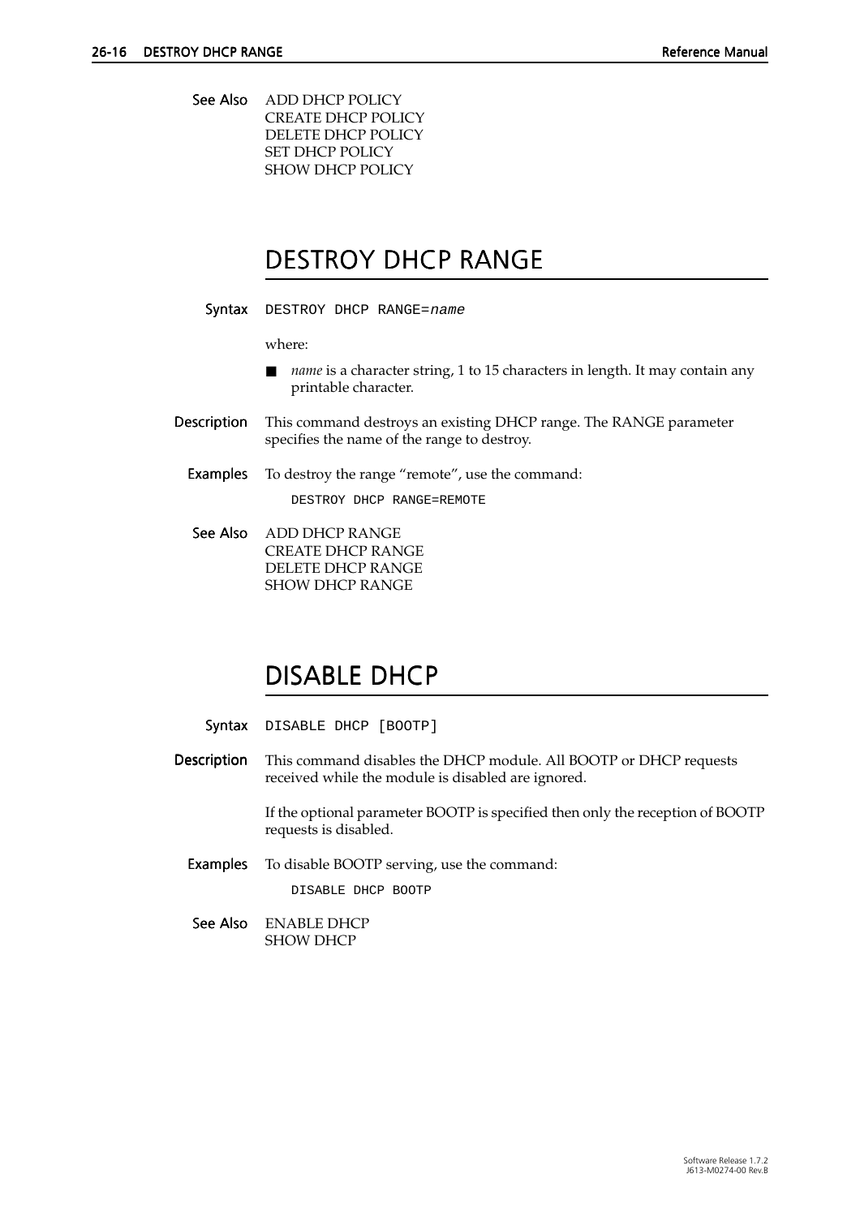**See Also** ADD DHCP POLICY
CREATE DHCP POLICY
DELETE DHCP POLICY
SET DHCP POLICY
SHOW DHCP POLICY

# DESTROY DHCP RANGE

**Syntax** `DESTROY DHCP RANGE=`*`name`*

where:

- *name* is a character string, 1 to 15 characters in length. It may contain any printable character.

**Description** This command destroys an existing DHCP range. The RANGE parameter specifies the name of the range to destroy.

**Examples** To destroy the range "remote", use the command:

```
DESTROY DHCP RANGE=REMOTE
```

**See Also** ADD DHCP RANGE
CREATE DHCP RANGE
DELETE DHCP RANGE
SHOW DHCP RANGE

# DISABLE DHCP

**Syntax** `DISABLE DHCP [BOOTP]`

**Description** This command disables the DHCP module. All BOOTP or DHCP requests received while the module is disabled are ignored.

If the optional parameter BOOTP is specified then only the reception of BOOTP requests is disabled.

**Examples** To disable BOOTP serving, use the command:

```
DISABLE DHCP BOOTP
```

**See Also** ENABLE DHCP
SHOW DHCP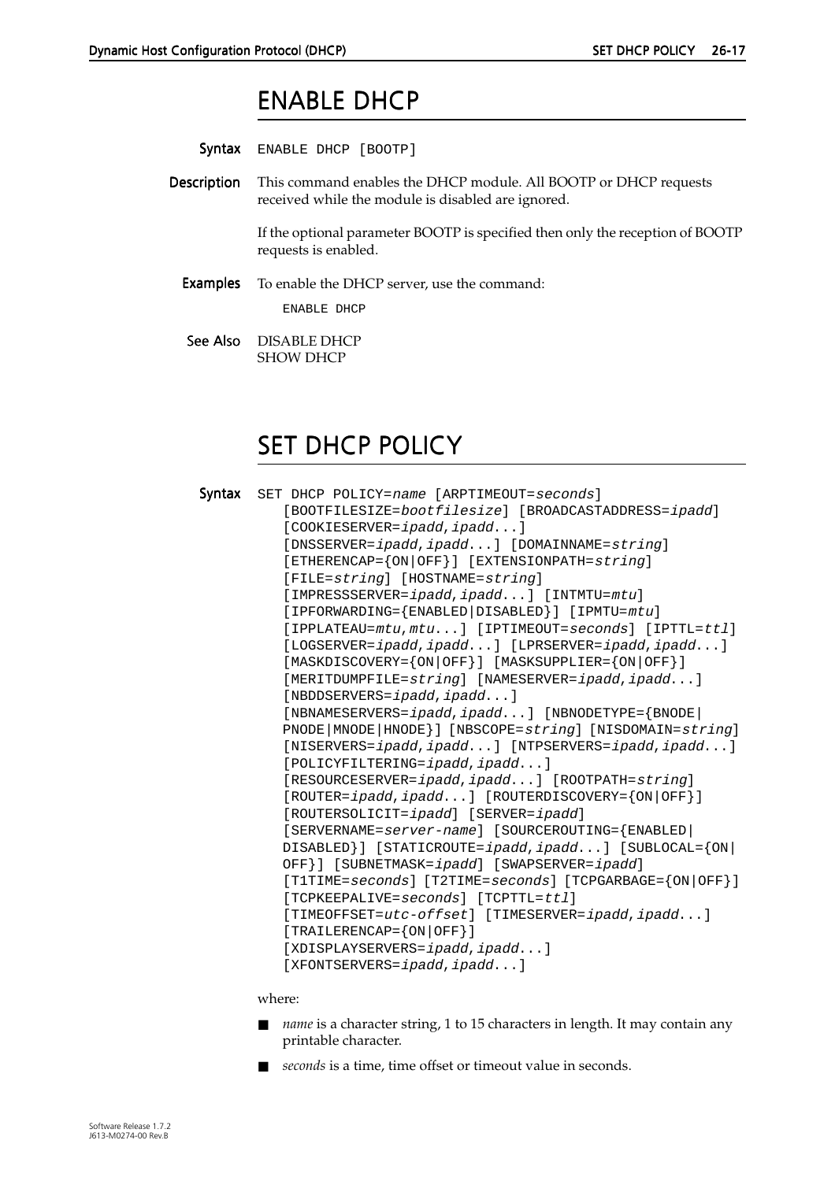## ENABLE DHCP

**Syntax** ENABLE DHCP [BOOTP]

**Description** This command enables the DHCP module. All BOOTP or DHCP requests received while the module is disabled are ignored.

If the optional parameter BOOTP is specified then only the reception of BOOTP requests is enabled.

**Examples** To enable the DHCP server, use the command:

```
ENABLE DHCP
```

**See Also** DISABLE DHCP
SHOW DHCP

## SET DHCP POLICY

**Syntax**

```
SET DHCP POLICY=name [ARPTIMEOUT=seconds]
   [BOOTFILESIZE=bootfilesize] [BROADCASTADDRESS=ipadd]
   [COOKIESERVER=ipadd,ipadd...]
   [DNSSERVER=ipadd,ipadd...] [DOMAINNAME=string]
   [ETHERENCAP={ON|OFF}] [EXTENSIONPATH=string]
   [FILE=string] [HOSTNAME=string]
   [IMPRESSSERVER=ipadd,ipadd...] [INTMTU=mtu]
   [IPFORWARDING={ENABLED|DISABLED}] [IPMTU=mtu]
   [IPPLATEAU=mtu,mtu...] [IPTIMEOUT=seconds] [IPTTL=ttl]
   [LOGSERVER=ipadd,ipadd...] [LPRSERVER=ipadd,ipadd...]
   [MASKDISCOVERY={ON|OFF}] [MASKSUPPLIER={ON|OFF}]
   [MERITDUMPFILE=string] [NAMESERVER=ipadd,ipadd...]
   [NBDDSERVERS=ipadd,ipadd...]
   [NBNAMESERVERS=ipadd,ipadd...] [NBNODETYPE={BNODE|
   PNODE|MNODE|HNODE}] [NBSCOPE=string] [NISDOMAIN=string]
   [NISERVERS=ipadd,ipadd...] [NTPSERVERS=ipadd,ipadd...]
   [POLICYFILTERING=ipadd,ipadd...]
   [RESOURCESERVER=ipadd,ipadd...] [ROOTPATH=string]
   [ROUTER=ipadd,ipadd...] [ROUTERDISCOVERY={ON|OFF}]
   [ROUTERSOLICIT=ipadd] [SERVER=ipadd]
   [SERVERNAME=server-name] [SOURCEROUTING={ENABLED|
   DISABLED}] [STATICROUTE=ipadd,ipadd...] [SUBLOCAL={ON|
   OFF}] [SUBNETMASK=ipadd] [SWAPSERVER=ipadd]
   [T1TIME=seconds] [T2TIME=seconds] [TCPGARBAGE={ON|OFF}]
   [TCPKEEPALIVE=seconds] [TCPTTL=ttl]
   [TIMEOFFSET=utc-offset] [TIMESERVER=ipadd,ipadd...]
   [TRAILERENCAP={ON|OFF}]
   [XDISPLAYSERVERS=ipadd,ipadd...]
   [XFONTSERVERS=ipadd,ipadd...]
```

where:

- *name* is a character string, 1 to 15 characters in length. It may contain any printable character.
- *seconds* is a time, time offset or timeout value in seconds.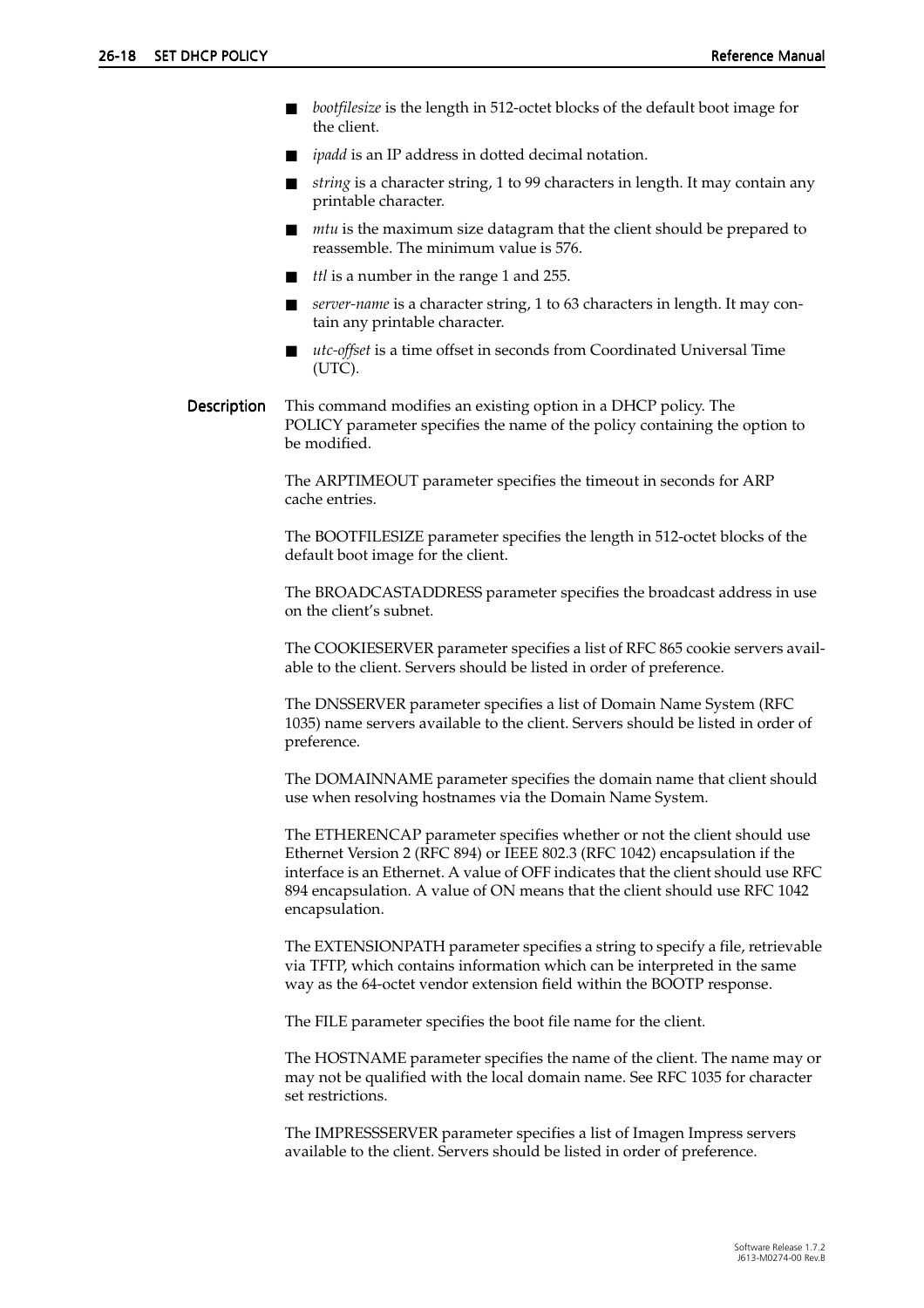- *bootfilesize* is the length in 512-octet blocks of the default boot image for the client.
- *ipadd* is an IP address in dotted decimal notation.
- *string* is a character string, 1 to 99 characters in length. It may contain any printable character.
- *mtu* is the maximum size datagram that the client should be prepared to reassemble. The minimum value is 576.
- *ttl* is a number in the range 1 and 255.
- *server-name* is a character string, 1 to 63 characters in length. It may contain any printable character.
- *utc-offset* is a time offset in seconds from Coordinated Universal Time (UTC).

**Description** This command modifies an existing option in a DHCP policy. The POLICY parameter specifies the name of the policy containing the option to be modified.

The ARPTIMEOUT parameter specifies the timeout in seconds for ARP cache entries.

The BOOTFILESIZE parameter specifies the length in 512-octet blocks of the default boot image for the client.

The BROADCASTADDRESS parameter specifies the broadcast address in use on the client's subnet.

The COOKIESERVER parameter specifies a list of RFC 865 cookie servers available to the client. Servers should be listed in order of preference.

The DNSSERVER parameter specifies a list of Domain Name System (RFC 1035) name servers available to the client. Servers should be listed in order of preference.

The DOMAINNAME parameter specifies the domain name that client should use when resolving hostnames via the Domain Name System.

The ETHERENCAP parameter specifies whether or not the client should use Ethernet Version 2 (RFC 894) or IEEE 802.3 (RFC 1042) encapsulation if the interface is an Ethernet. A value of OFF indicates that the client should use RFC 894 encapsulation. A value of ON means that the client should use RFC 1042 encapsulation.

The EXTENSIONPATH parameter specifies a string to specify a file, retrievable via TFTP, which contains information which can be interpreted in the same way as the 64-octet vendor extension field within the BOOTP response.

The FILE parameter specifies the boot file name for the client.

The HOSTNAME parameter specifies the name of the client. The name may or may not be qualified with the local domain name. See RFC 1035 for character set restrictions.

The IMPRESSSERVER parameter specifies a list of Imagen Impress servers available to the client. Servers should be listed in order of preference.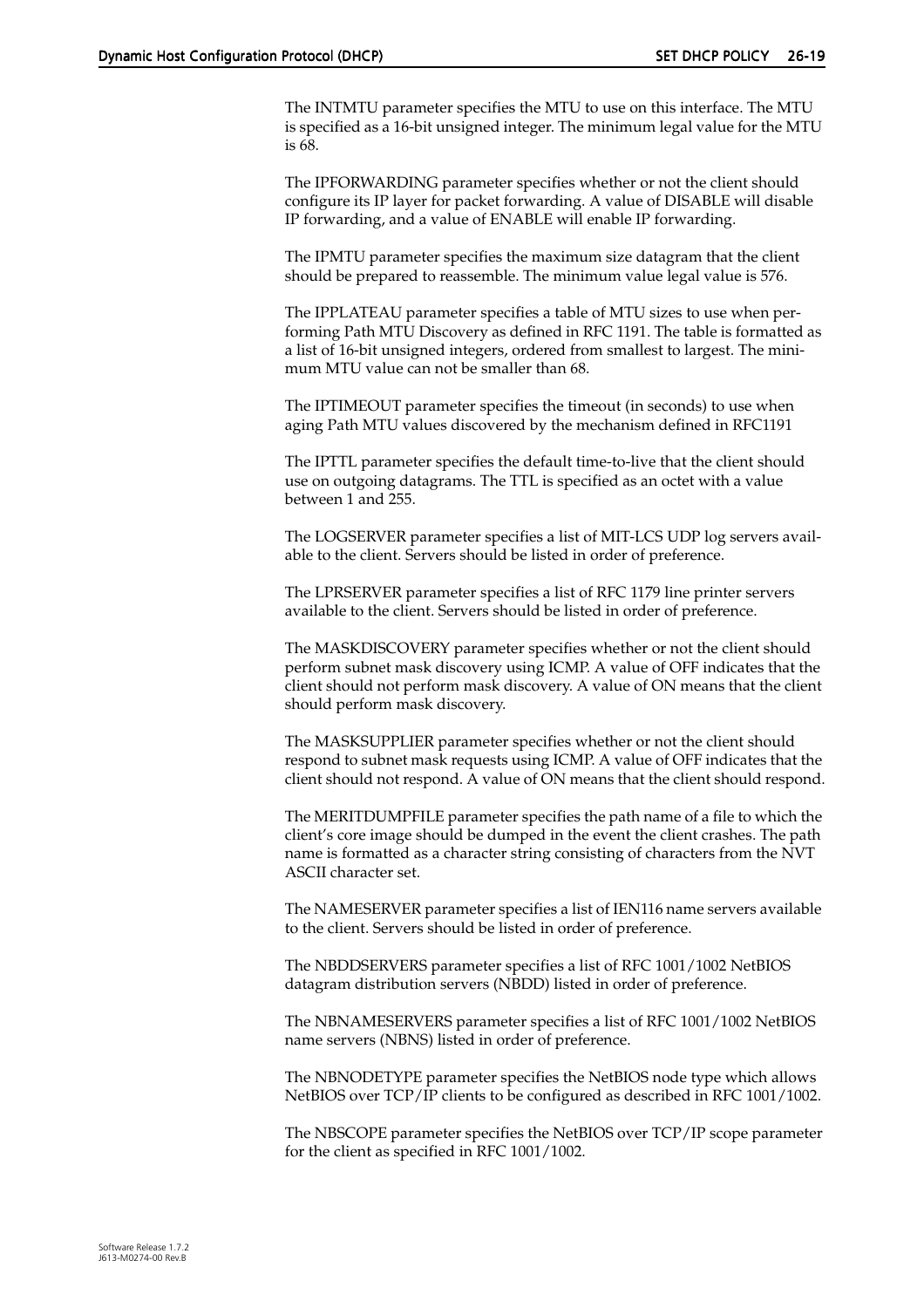The INTMTU parameter specifies the MTU to use on this interface. The MTU is specified as a 16-bit unsigned integer. The minimum legal value for the MTU is 68.

The IPFORWARDING parameter specifies whether or not the client should configure its IP layer for packet forwarding. A value of DISABLE will disable IP forwarding, and a value of ENABLE will enable IP forwarding.

The IPMTU parameter specifies the maximum size datagram that the client should be prepared to reassemble. The minimum value legal value is 576.

The IPPLATEAU parameter specifies a table of MTU sizes to use when performing Path MTU Discovery as defined in RFC 1191. The table is formatted as a list of 16-bit unsigned integers, ordered from smallest to largest. The minimum MTU value can not be smaller than 68.

The IPTIMEOUT parameter specifies the timeout (in seconds) to use when aging Path MTU values discovered by the mechanism defined in RFC1191

The IPTTL parameter specifies the default time-to-live that the client should use on outgoing datagrams. The TTL is specified as an octet with a value between 1 and 255.

The LOGSERVER parameter specifies a list of MIT-LCS UDP log servers available to the client. Servers should be listed in order of preference.

The LPRSERVER parameter specifies a list of RFC 1179 line printer servers available to the client. Servers should be listed in order of preference.

The MASKDISCOVERY parameter specifies whether or not the client should perform subnet mask discovery using ICMP. A value of OFF indicates that the client should not perform mask discovery. A value of ON means that the client should perform mask discovery.

The MASKSUPPLIER parameter specifies whether or not the client should respond to subnet mask requests using ICMP. A value of OFF indicates that the client should not respond. A value of ON means that the client should respond.

The MERITDUMPFILE parameter specifies the path name of a file to which the client's core image should be dumped in the event the client crashes. The path name is formatted as a character string consisting of characters from the NVT ASCII character set.

The NAMESERVER parameter specifies a list of IEN116 name servers available to the client. Servers should be listed in order of preference.

The NBDDSERVERS parameter specifies a list of RFC 1001/1002 NetBIOS datagram distribution servers (NBDD) listed in order of preference.

The NBNAMESERVERS parameter specifies a list of RFC 1001/1002 NetBIOS name servers (NBNS) listed in order of preference.

The NBNODETYPE parameter specifies the NetBIOS node type which allows NetBIOS over TCP/IP clients to be configured as described in RFC 1001/1002.

The NBSCOPE parameter specifies the NetBIOS over TCP/IP scope parameter for the client as specified in RFC 1001/1002.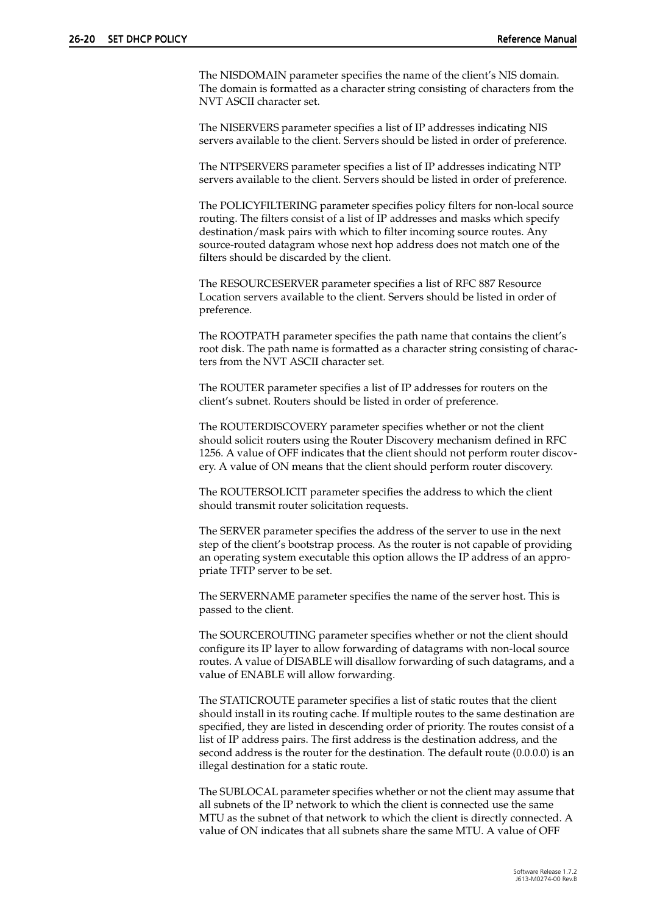The NISDOMAIN parameter specifies the name of the client's NIS domain. The domain is formatted as a character string consisting of characters from the NVT ASCII character set.

The NISERVERS parameter specifies a list of IP addresses indicating NIS servers available to the client. Servers should be listed in order of preference.

The NTPSERVERS parameter specifies a list of IP addresses indicating NTP servers available to the client. Servers should be listed in order of preference.

The POLICYFILTERING parameter specifies policy filters for non-local source routing. The filters consist of a list of IP addresses and masks which specify destination/mask pairs with which to filter incoming source routes. Any source-routed datagram whose next hop address does not match one of the filters should be discarded by the client.

The RESOURCESERVER parameter specifies a list of RFC 887 Resource Location servers available to the client. Servers should be listed in order of preference.

The ROOTPATH parameter specifies the path name that contains the client's root disk. The path name is formatted as a character string consisting of characters from the NVT ASCII character set.

The ROUTER parameter specifies a list of IP addresses for routers on the client's subnet. Routers should be listed in order of preference.

The ROUTERDISCOVERY parameter specifies whether or not the client should solicit routers using the Router Discovery mechanism defined in RFC 1256. A value of OFF indicates that the client should not perform router discovery. A value of ON means that the client should perform router discovery.

The ROUTERSOLICIT parameter specifies the address to which the client should transmit router solicitation requests.

The SERVER parameter specifies the address of the server to use in the next step of the client's bootstrap process. As the router is not capable of providing an operating system executable this option allows the IP address of an appropriate TFTP server to be set.

The SERVERNAME parameter specifies the name of the server host. This is passed to the client.

The SOURCEROUTING parameter specifies whether or not the client should configure its IP layer to allow forwarding of datagrams with non-local source routes. A value of DISABLE will disallow forwarding of such datagrams, and a value of ENABLE will allow forwarding.

The STATICROUTE parameter specifies a list of static routes that the client should install in its routing cache. If multiple routes to the same destination are specified, they are listed in descending order of priority. The routes consist of a list of IP address pairs. The first address is the destination address, and the second address is the router for the destination. The default route (0.0.0.0) is an illegal destination for a static route.

The SUBLOCAL parameter specifies whether or not the client may assume that all subnets of the IP network to which the client is connected use the same MTU as the subnet of that network to which the client is directly connected. A value of ON indicates that all subnets share the same MTU. A value of OFF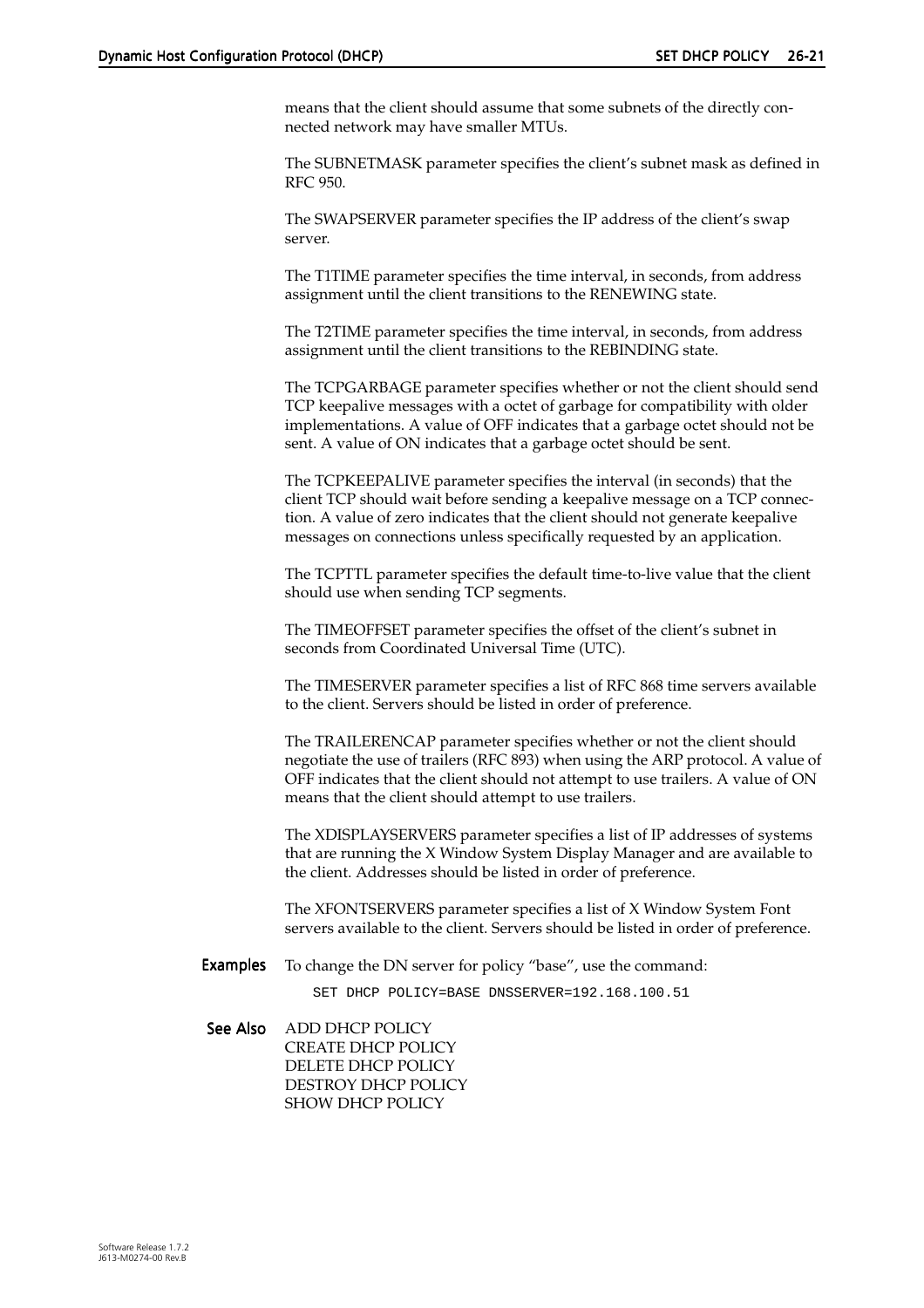means that the client should assume that some subnets of the directly connected network may have smaller MTUs.

The SUBNETMASK parameter specifies the client's subnet mask as defined in RFC 950.

The SWAPSERVER parameter specifies the IP address of the client's swap server.

The T1TIME parameter specifies the time interval, in seconds, from address assignment until the client transitions to the RENEWING state.

The T2TIME parameter specifies the time interval, in seconds, from address assignment until the client transitions to the REBINDING state.

The TCPGARBAGE parameter specifies whether or not the client should send TCP keepalive messages with a octet of garbage for compatibility with older implementations. A value of OFF indicates that a garbage octet should not be sent. A value of ON indicates that a garbage octet should be sent.

The TCPKEEPALIVE parameter specifies the interval (in seconds) that the client TCP should wait before sending a keepalive message on a TCP connection. A value of zero indicates that the client should not generate keepalive messages on connections unless specifically requested by an application.

The TCPTTL parameter specifies the default time-to-live value that the client should use when sending TCP segments.

The TIMEOFFSET parameter specifies the offset of the client's subnet in seconds from Coordinated Universal Time (UTC).

The TIMESERVER parameter specifies a list of RFC 868 time servers available to the client. Servers should be listed in order of preference.

The TRAILERENCAP parameter specifies whether or not the client should negotiate the use of trailers (RFC 893) when using the ARP protocol. A value of OFF indicates that the client should not attempt to use trailers. A value of ON means that the client should attempt to use trailers.

The XDISPLAYSERVERS parameter specifies a list of IP addresses of systems that are running the X Window System Display Manager and are available to the client. Addresses should be listed in order of preference.

The XFONTSERVERS parameter specifies a list of X Window System Font servers available to the client. Servers should be listed in order of preference.

**Examples** To change the DN server for policy "base", use the command:

```
SET DHCP POLICY=BASE DNSSERVER=192.168.100.51
```

**See Also** ADD DHCP POLICY
CREATE DHCP POLICY
DELETE DHCP POLICY
DESTROY DHCP POLICY
SHOW DHCP POLICY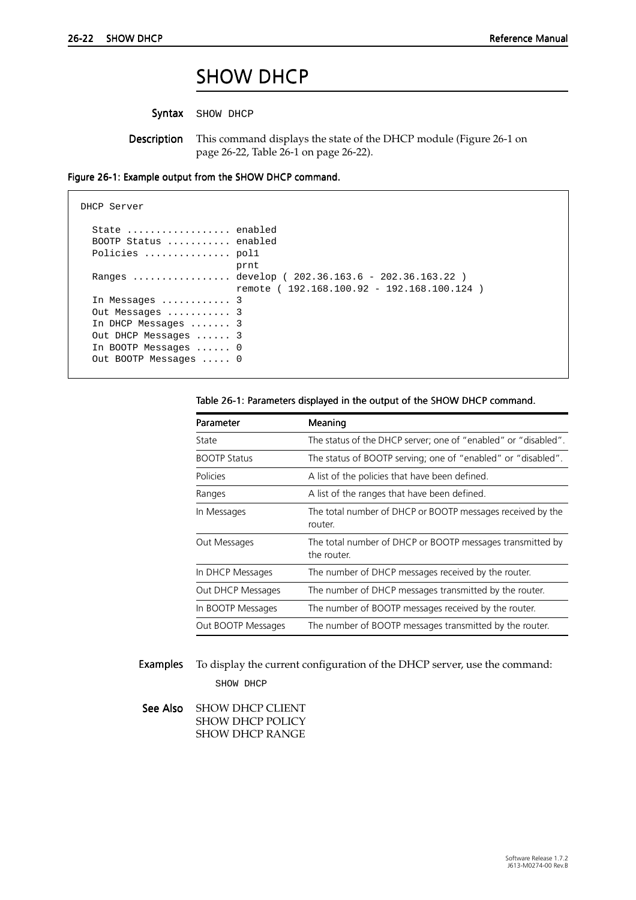# SHOW DHCP

**Syntax** `SHOW DHCP`

**Description** This command displays the state of the DHCP module (Figure 26-1 on page 26-22, Table 26-1 on page 26-22).

**Figure 26-1: Example output from the SHOW DHCP command.**

```
DHCP Server

  State .................. enabled
  BOOTP Status ........... enabled
  Policies ............... pol1
                           prnt
  Ranges ................. develop ( 202.36.163.6 - 202.36.163.22 )
                           remote ( 192.168.100.92 - 192.168.100.124 )
  In Messages ............ 3
  Out Messages ........... 3
  In DHCP Messages ....... 3
  Out DHCP Messages ...... 3
  In BOOTP Messages ...... 0
  Out BOOTP Messages ..... 0
```

**Table 26-1: Parameters displayed in the output of the SHOW DHCP command.**

| Parameter | Meaning |
|---|---|
| State | The status of the DHCP server; one of "enabled" or "disabled". |
| BOOTP Status | The status of BOOTP serving; one of "enabled" or "disabled". |
| Policies | A list of the policies that have been defined. |
| Ranges | A list of the ranges that have been defined. |
| In Messages | The total number of DHCP or BOOTP messages received by the router. |
| Out Messages | The total number of DHCP or BOOTP messages transmitted by the router. |
| In DHCP Messages | The number of DHCP messages received by the router. |
| Out DHCP Messages | The number of DHCP messages transmitted by the router. |
| In BOOTP Messages | The number of BOOTP messages received by the router. |
| Out BOOTP Messages | The number of BOOTP messages transmitted by the router. |

**Examples** To display the current configuration of the DHCP server, use the command:

```
SHOW DHCP
```

**See Also** SHOW DHCP CLIENT
SHOW DHCP POLICY
SHOW DHCP RANGE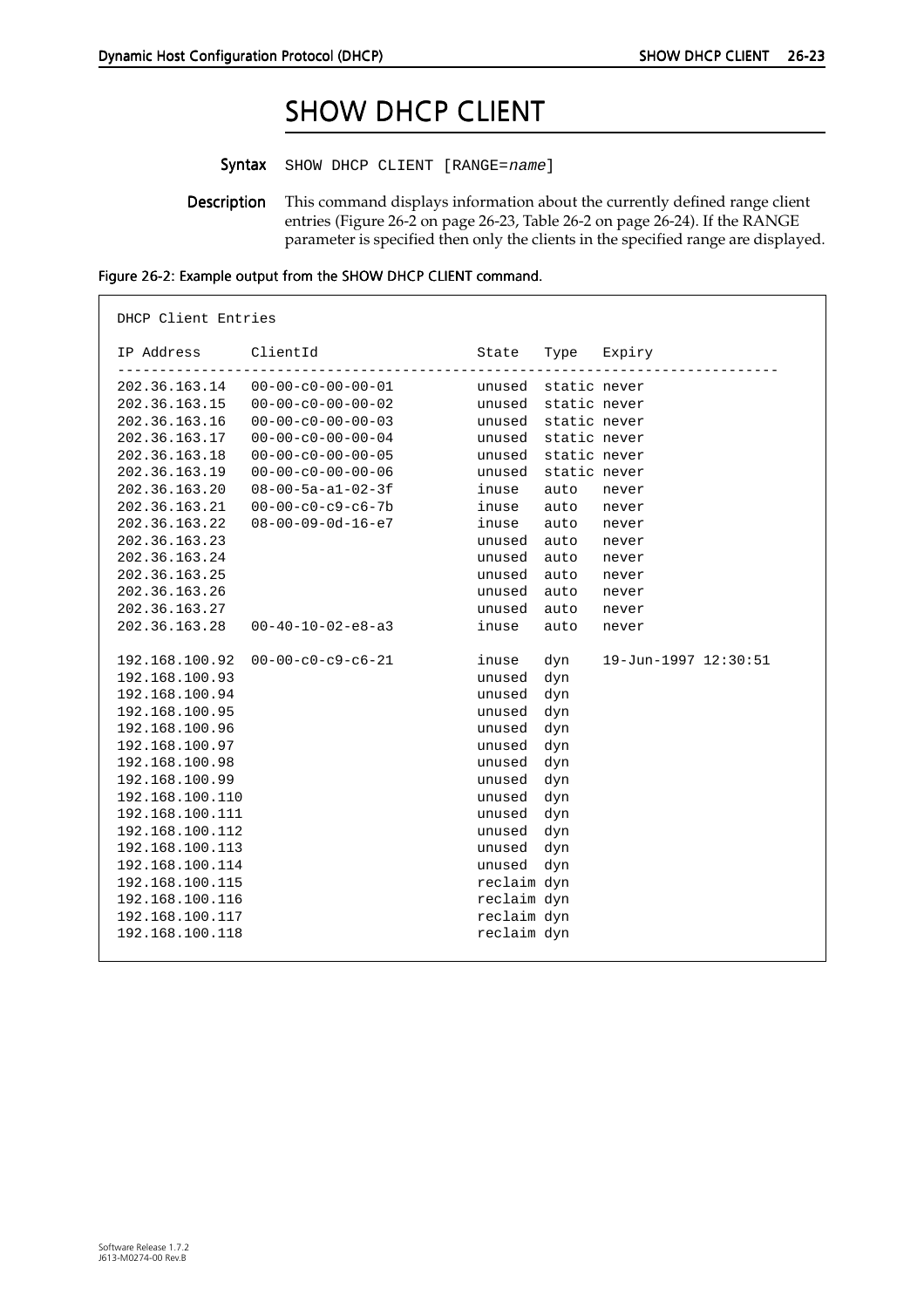# SHOW DHCP CLIENT

**Syntax** SHOW DHCP CLIENT [RANGE=*name*]

**Description** This command displays information about the currently defined range client entries (Figure 26-2 on page 26-23, Table 26-2 on page 26-24). If the RANGE parameter is specified then only the clients in the specified range are displayed.

**Figure 26-2: Example output from the SHOW DHCP CLIENT command.**

```
DHCP Client Entries

IP Address      ClientId                 State   Type   Expiry
-------------------------------------------------------------------------------
202.36.163.14   00-00-c0-00-00-01        unused  static never
202.36.163.15   00-00-c0-00-00-02        unused  static never
202.36.163.16   00-00-c0-00-00-03        unused  static never
202.36.163.17   00-00-c0-00-00-04        unused  static never
202.36.163.18   00-00-c0-00-00-05        unused  static never
202.36.163.19   00-00-c0-00-00-06        unused  static never
202.36.163.20   08-00-5a-a1-02-3f        inuse   auto   never
202.36.163.21   00-00-c0-c9-c6-7b        inuse   auto   never
202.36.163.22   08-00-09-0d-16-e7        inuse   auto   never
202.36.163.23                            unused  auto   never
202.36.163.24                            unused  auto   never
202.36.163.25                            unused  auto   never
202.36.163.26                            unused  auto   never
202.36.163.27                            unused  auto   never
202.36.163.28   00-40-10-02-e8-a3        inuse   auto   never

192.168.100.92  00-00-c0-c9-c6-21        inuse   dyn    19-Jun-1997 12:30:51
192.168.100.93                           unused  dyn
192.168.100.94                           unused  dyn
192.168.100.95                           unused  dyn
192.168.100.96                           unused  dyn
192.168.100.97                           unused  dyn
192.168.100.98                           unused  dyn
192.168.100.99                           unused  dyn
192.168.100.110                          unused  dyn
192.168.100.111                          unused  dyn
192.168.100.112                          unused  dyn
192.168.100.113                          unused  dyn
192.168.100.114                          unused  dyn
192.168.100.115                          reclaim dyn
192.168.100.116                          reclaim dyn
192.168.100.117                          reclaim dyn
192.168.100.118                          reclaim dyn
```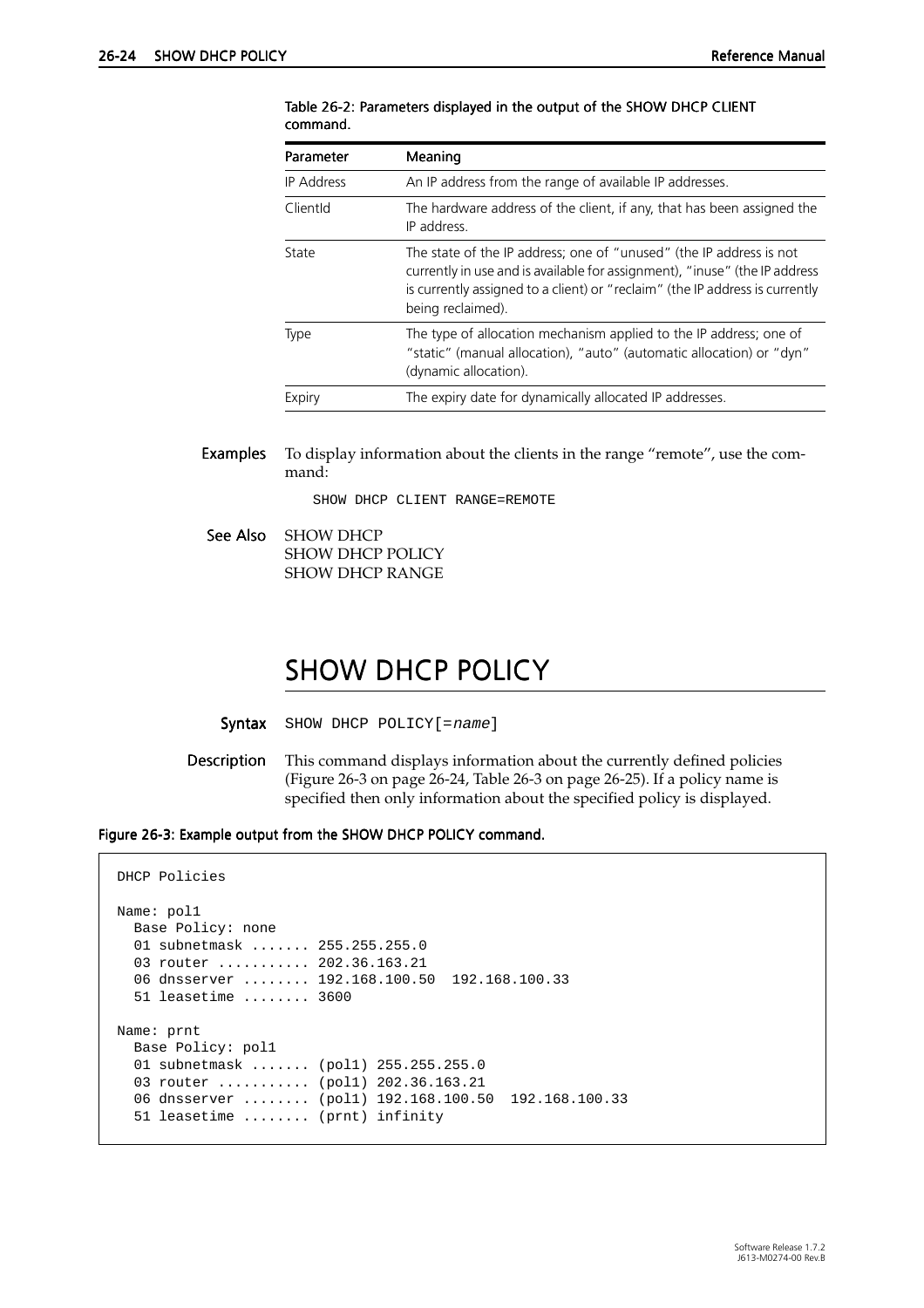Table 26-2: Parameters displayed in the output of the SHOW DHCP CLIENT command.

| Parameter | Meaning |
|---|---|
| IP Address | An IP address from the range of available IP addresses. |
| ClientId | The hardware address of the client, if any, that has been assigned the IP address. |
| State | The state of the IP address; one of "unused" (the IP address is not currently in use and is available for assignment), "inuse" (the IP address is currently assigned to a client) or "reclaim" (the IP address is currently being reclaimed). |
| Type | The type of allocation mechanism applied to the IP address; one of "static" (manual allocation), "auto" (automatic allocation) or "dyn" (dynamic allocation). |
| Expiry | The expiry date for dynamically allocated IP addresses. |

**Examples** To display information about the clients in the range "remote", use the command:

```
SHOW DHCP CLIENT RANGE=REMOTE
```

**See Also** SHOW DHCP
SHOW DHCP POLICY
SHOW DHCP RANGE

## SHOW DHCP POLICY

**Syntax** `SHOW DHCP POLICY[=name]`

**Description** This command displays information about the currently defined policies (Figure 26-3 on page 26-24, Table 26-3 on page 26-25). If a policy name is specified then only information about the specified policy is displayed.

**Figure 26-3: Example output from the SHOW DHCP POLICY command.**

```
DHCP Policies

Name: pol1
  Base Policy: none
  01 subnetmask ....... 255.255.255.0
  03 router ........... 202.36.163.21
  06 dnsserver ........ 192.168.100.50  192.168.100.33
  51 leasetime ........ 3600

Name: prnt
  Base Policy: pol1
  01 subnetmask ....... (pol1) 255.255.255.0
  03 router ........... (pol1) 202.36.163.21
  06 dnsserver ........ (pol1) 192.168.100.50  192.168.100.33
  51 leasetime ........ (prnt) infinity
```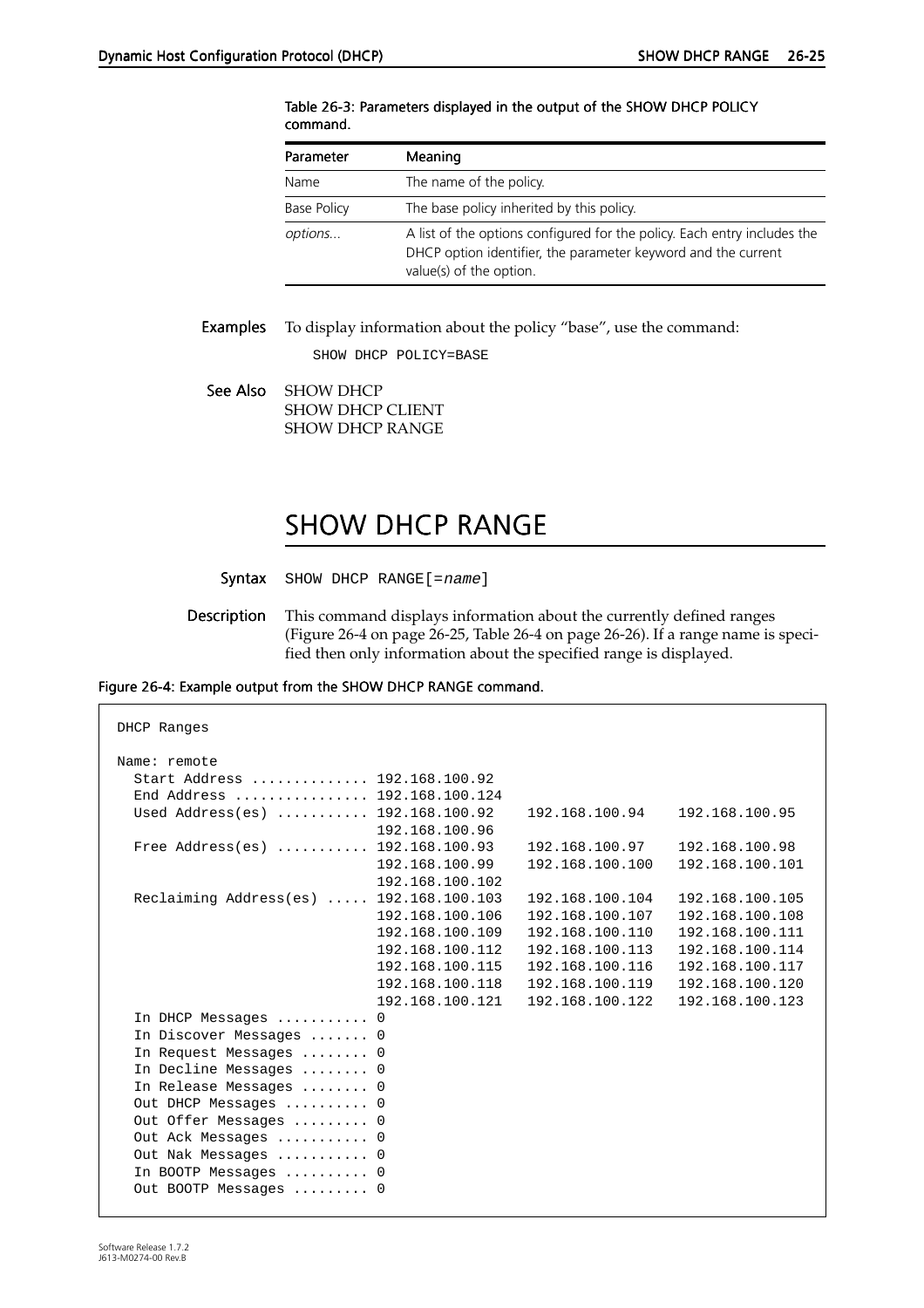Table 26-3: Parameters displayed in the output of the SHOW DHCP POLICY command.

| Parameter | Meaning |
|---|---|
| Name | The name of the policy. |
| Base Policy | The base policy inherited by this policy. |
| *options...* | A list of the options configured for the policy. Each entry includes the DHCP option identifier, the parameter keyword and the current value(s) of the option. |

**Examples** To display information about the policy "base", use the command:

```
SHOW DHCP POLICY=BASE
```

**See Also** SHOW DHCP
SHOW DHCP CLIENT
SHOW DHCP RANGE

# SHOW DHCP RANGE

**Syntax** `SHOW DHCP RANGE[=name]`

**Description** This command displays information about the currently defined ranges (Figure 26-4 on page 26-25, Table 26-4 on page 26-26). If a range name is specified then only information about the specified range is displayed.

Figure 26-4: Example output from the SHOW DHCP RANGE command.

```
DHCP Ranges

Name: remote
  Start Address .............. 192.168.100.92
  End Address ................ 192.168.100.124
  Used Address(es) ........... 192.168.100.92    192.168.100.94    192.168.100.95
                               192.168.100.96
  Free Address(es) ........... 192.168.100.93    192.168.100.97    192.168.100.98
                               192.168.100.99    192.168.100.100   192.168.100.101
                               192.168.100.102
  Reclaiming Address(es) ..... 192.168.100.103   192.168.100.104   192.168.100.105
                               192.168.100.106   192.168.100.107   192.168.100.108
                               192.168.100.109   192.168.100.110   192.168.100.111
                               192.168.100.112   192.168.100.113   192.168.100.114
                               192.168.100.115   192.168.100.116   192.168.100.117
                               192.168.100.118   192.168.100.119   192.168.100.120
                               192.168.100.121   192.168.100.122   192.168.100.123
  In DHCP Messages ........... 0
  In Discover Messages ....... 0
  In Request Messages ........ 0
  In Decline Messages ........ 0
  In Release Messages ........ 0
  Out DHCP Messages .......... 0
  Out Offer Messages ......... 0
  Out Ack Messages ........... 0
  Out Nak Messages ........... 0
  In BOOTP Messages .......... 0
  Out BOOTP Messages ......... 0
```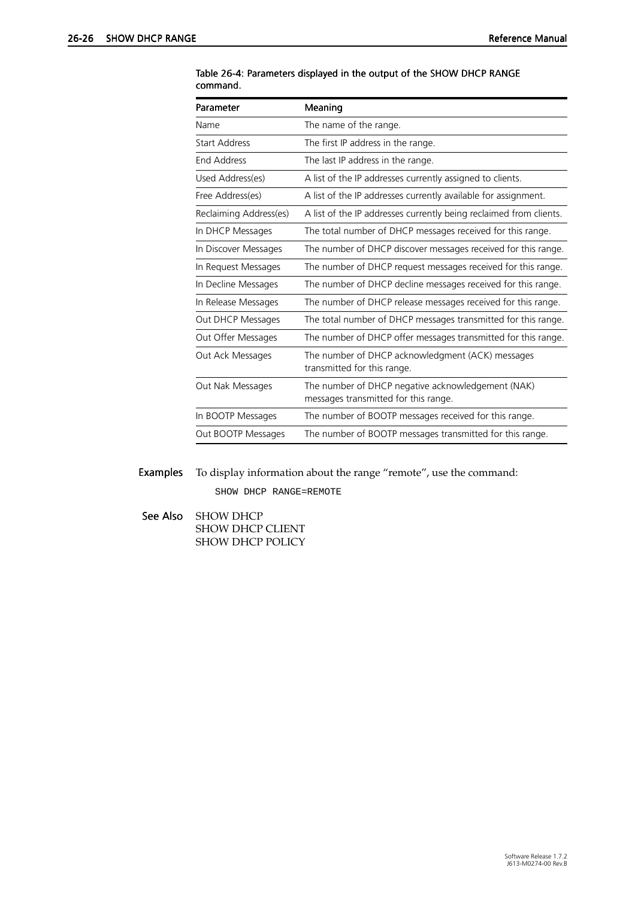Table 26-4: Parameters displayed in the output of the SHOW DHCP RANGE command.

| Parameter | Meaning |
|---|---|
| Name | The name of the range. |
| Start Address | The first IP address in the range. |
| End Address | The last IP address in the range. |
| Used Address(es) | A list of the IP addresses currently assigned to clients. |
| Free Address(es) | A list of the IP addresses currently available for assignment. |
| Reclaiming Address(es) | A list of the IP addresses currently being reclaimed from clients. |
| In DHCP Messages | The total number of DHCP messages received for this range. |
| In Discover Messages | The number of DHCP discover messages received for this range. |
| In Request Messages | The number of DHCP request messages received for this range. |
| In Decline Messages | The number of DHCP decline messages received for this range. |
| In Release Messages | The number of DHCP release messages received for this range. |
| Out DHCP Messages | The total number of DHCP messages transmitted for this range. |
| Out Offer Messages | The number of DHCP offer messages transmitted for this range. |
| Out Ack Messages | The number of DHCP acknowledgment (ACK) messages transmitted for this range. |
| Out Nak Messages | The number of DHCP negative acknowledgement (NAK) messages transmitted for this range. |
| In BOOTP Messages | The number of BOOTP messages received for this range. |
| Out BOOTP Messages | The number of BOOTP messages transmitted for this range. |

**Examples** To display information about the range "remote", use the command:

```
SHOW DHCP RANGE=REMOTE
```

**See Also** SHOW DHCP
SHOW DHCP CLIENT
SHOW DHCP POLICY